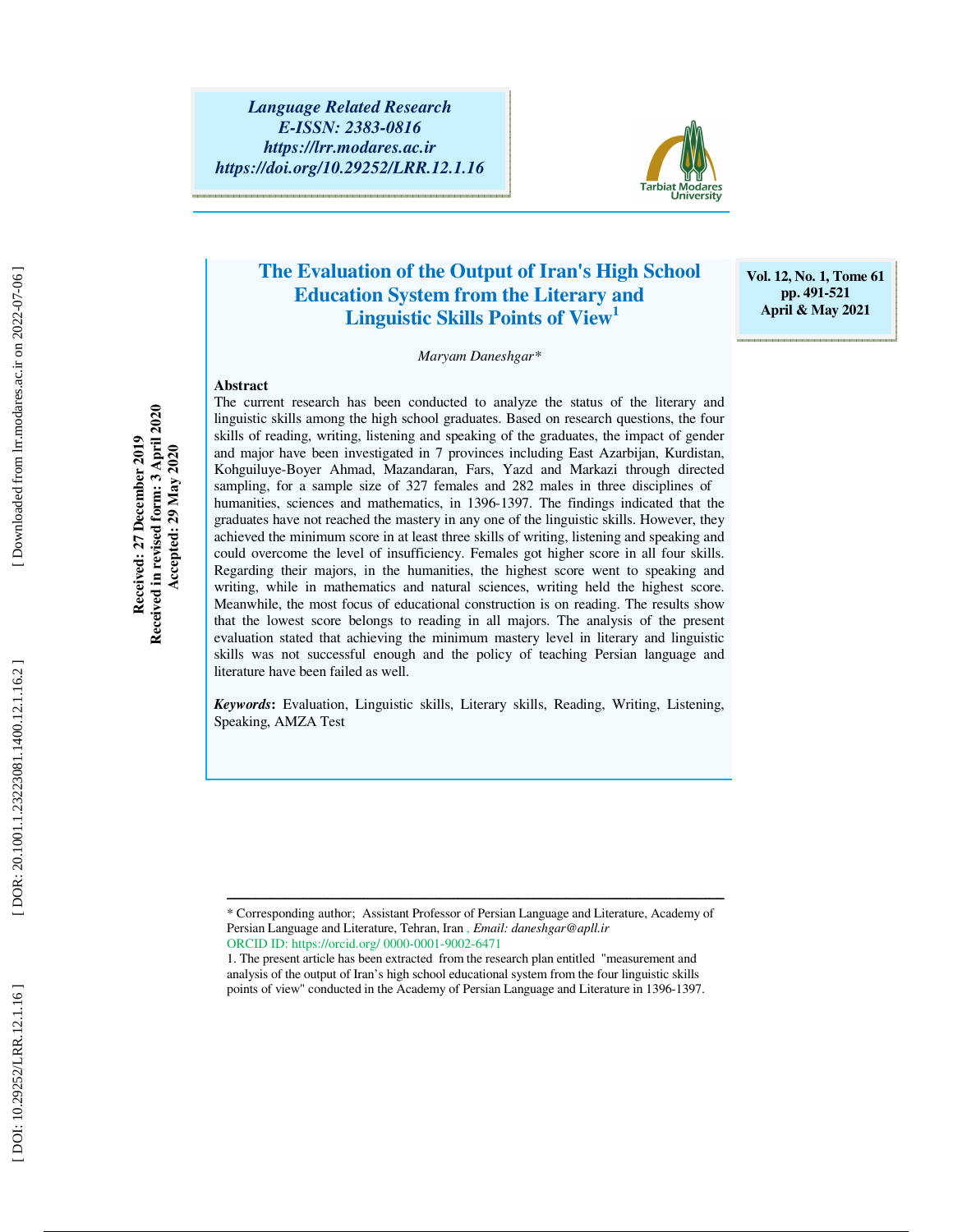Language Related Research
E-ISSN: 2383-0816
https://lrr.modares.ac.ir
https://doi.org/10.29252/LRR.12.1.16

# The Evaluation of the Output of Iran's High School Education System from the Literary and Linguistic Skills Points of View[1]

Received: 27 December 2019
Received in revised form: 3 April 2020
Accepted: 29 May 2020

*Maryam Daneshgar**

**Abstract**

The current research has been conducted to analyze the status of the literary and linguistic skills among the high school graduates. Based on research questions, the four skills of reading, writing, listening and speaking of the graduates, the impact of gender and major have been investigated in 7 provinces including East Azarbijan, Kurdistan, Kohguiluye-Boyer Ahmad, Mazandaran, Fars, Yazd and Markazi through directed sampling, for a sample size of 327 females and 282 males in three disciplines of humanities, sciences and mathematics, in 1396-1397. The findings indicated that the graduates have not reached the mastery in any one of the linguistic skills. However, they achieved the minimum score in at least three skills of writing, listening and speaking and could overcome the level of insufficiency. Females got higher score in all four skills. Regarding their majors, in the humanities, the highest score went to speaking and writing, while in mathematics and natural sciences, writing held the highest score. Meanwhile, the most focus of educational construction is on reading. The results show that the lowest score belongs to reading in all majors. The analysis of the present evaluation stated that achieving the minimum mastery level in literary and linguistic skills was not successful enough and the policy of teaching Persian language and literature have been failed as well.

***Keywords*:** Evaluation, Linguistic skills, Literary skills, Reading, Writing, Listening, Speaking, AMZA Test

---

\* Corresponding author; Assistant Professor of Persian Language and Literature, Academy of Persian Language and Literature, Tehran, Iran , *Email: daneshgar@apll.ir*
ORCID ID: https://orcid.org/ 0000-0001-9002-6471

1. The present article has been extracted from the research plan entitled "measurement and analysis of the output of Iran's high school educational system from the four linguistic skills points of view" conducted in the Academy of Persian Language and Literature in 1396-1397.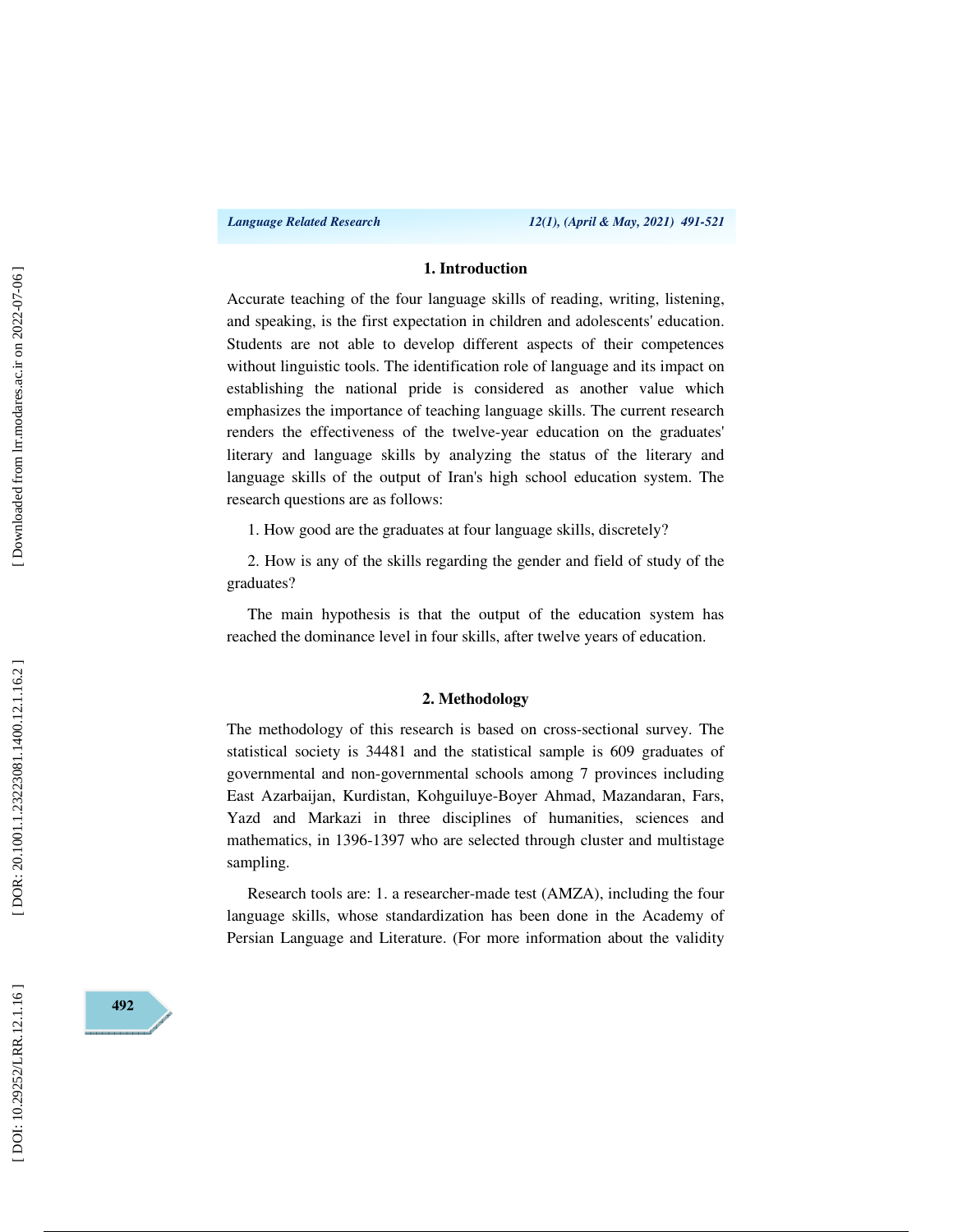## 1. Introduction

Accurate teaching of the four language skills of reading, writing, listening, and speaking, is the first expectation in children and adolescents' education. Students are not able to develop different aspects of their competences without linguistic tools. The identification role of language and its impact on establishing the national pride is considered as another value which emphasizes the importance of teaching language skills. The current research renders the effectiveness of the twelve-year education on the graduates' literary and language skills by analyzing the status of the literary and language skills of the output of Iran's high school education system. The research questions are as follows:

1. How good are the graduates at four language skills, discretely?

2. How is any of the skills regarding the gender and field of study of the graduates?

The main hypothesis is that the output of the education system has reached the dominance level in four skills, after twelve years of education.

## 2. Methodology

The methodology of this research is based on cross-sectional survey. The statistical society is 34481 and the statistical sample is 609 graduates of governmental and non-governmental schools among 7 provinces including East Azarbaijan, Kurdistan, Kohguiluye-Boyer Ahmad, Mazandaran, Fars, Yazd and Markazi in three disciplines of humanities, sciences and mathematics, in 1396-1397 who are selected through cluster and multistage sampling.

Research tools are: 1. a researcher-made test (AMZA), including the four language skills, whose standardization has been done in the Academy of Persian Language and Literature. (For more information about the validity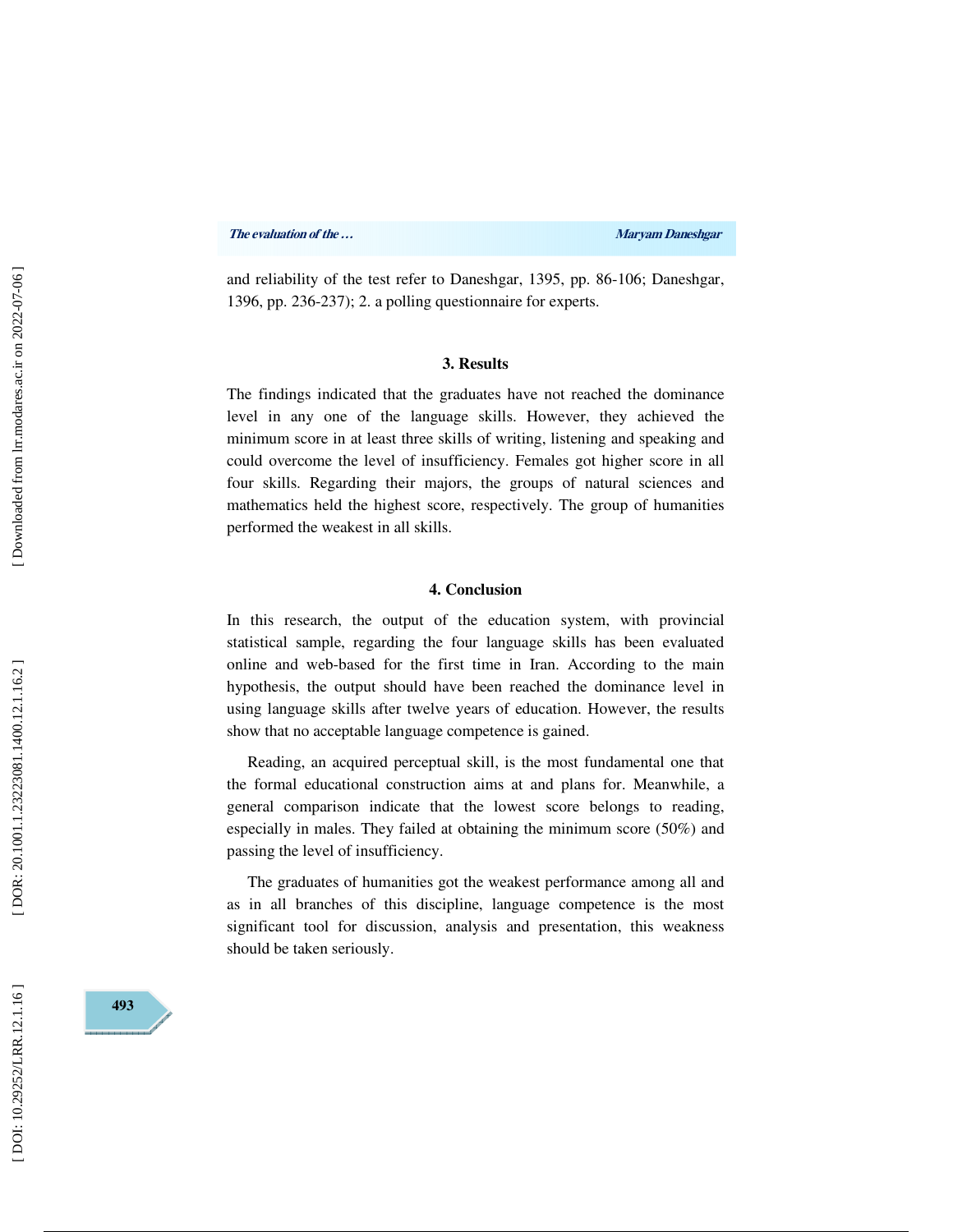and reliability of the test refer to Daneshgar, 1395, pp. 86-106; Daneshgar, 1396, pp. 236-237); 2. a polling questionnaire for experts.

## 3. Results

The findings indicated that the graduates have not reached the dominance level in any one of the language skills. However, they achieved the minimum score in at least three skills of writing, listening and speaking and could overcome the level of insufficiency. Females got higher score in all four skills. Regarding their majors, the groups of natural sciences and mathematics held the highest score, respectively. The group of humanities performed the weakest in all skills.

## 4. Conclusion

In this research, the output of the education system, with provincial statistical sample, regarding the four language skills has been evaluated online and web-based for the first time in Iran. According to the main hypothesis, the output should have been reached the dominance level in using language skills after twelve years of education. However, the results show that no acceptable language competence is gained.

Reading, an acquired perceptual skill, is the most fundamental one that the formal educational construction aims at and plans for. Meanwhile, a general comparison indicate that the lowest score belongs to reading, especially in males. They failed at obtaining the minimum score (50%) and passing the level of insufficiency.

The graduates of humanities got the weakest performance among all and as in all branches of this discipline, language competence is the most significant tool for discussion, analysis and presentation, this weakness should be taken seriously.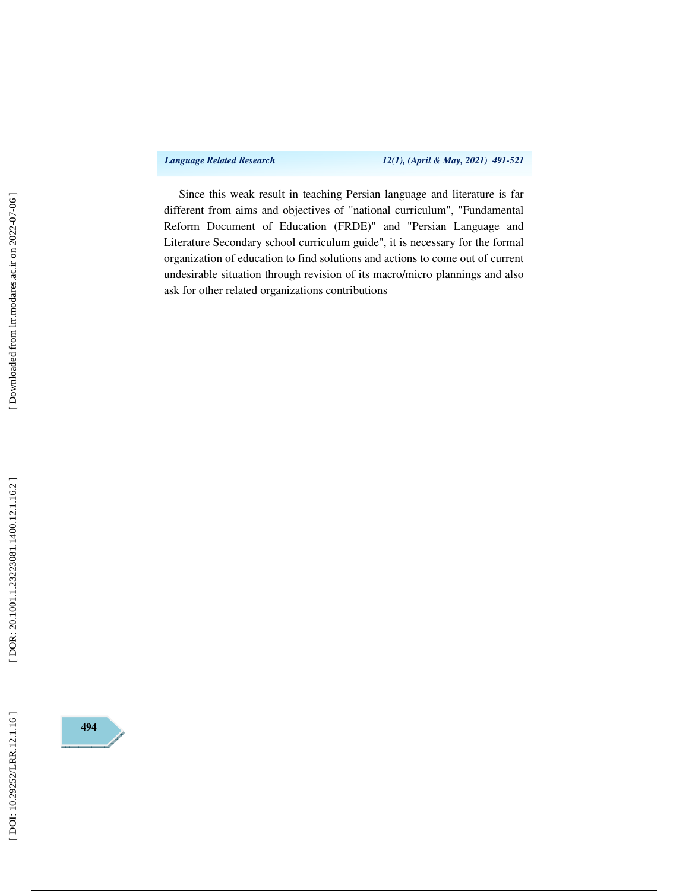Since this weak result in teaching Persian language and literature is far different from aims and objectives of "national curriculum", "Fundamental Reform Document of Education (FRDE)" and "Persian Language and Literature Secondary school curriculum guide", it is necessary for the formal organization of education to find solutions and actions to come out of current undesirable situation through revision of its macro/micro plannings and also ask for other related organizations contributions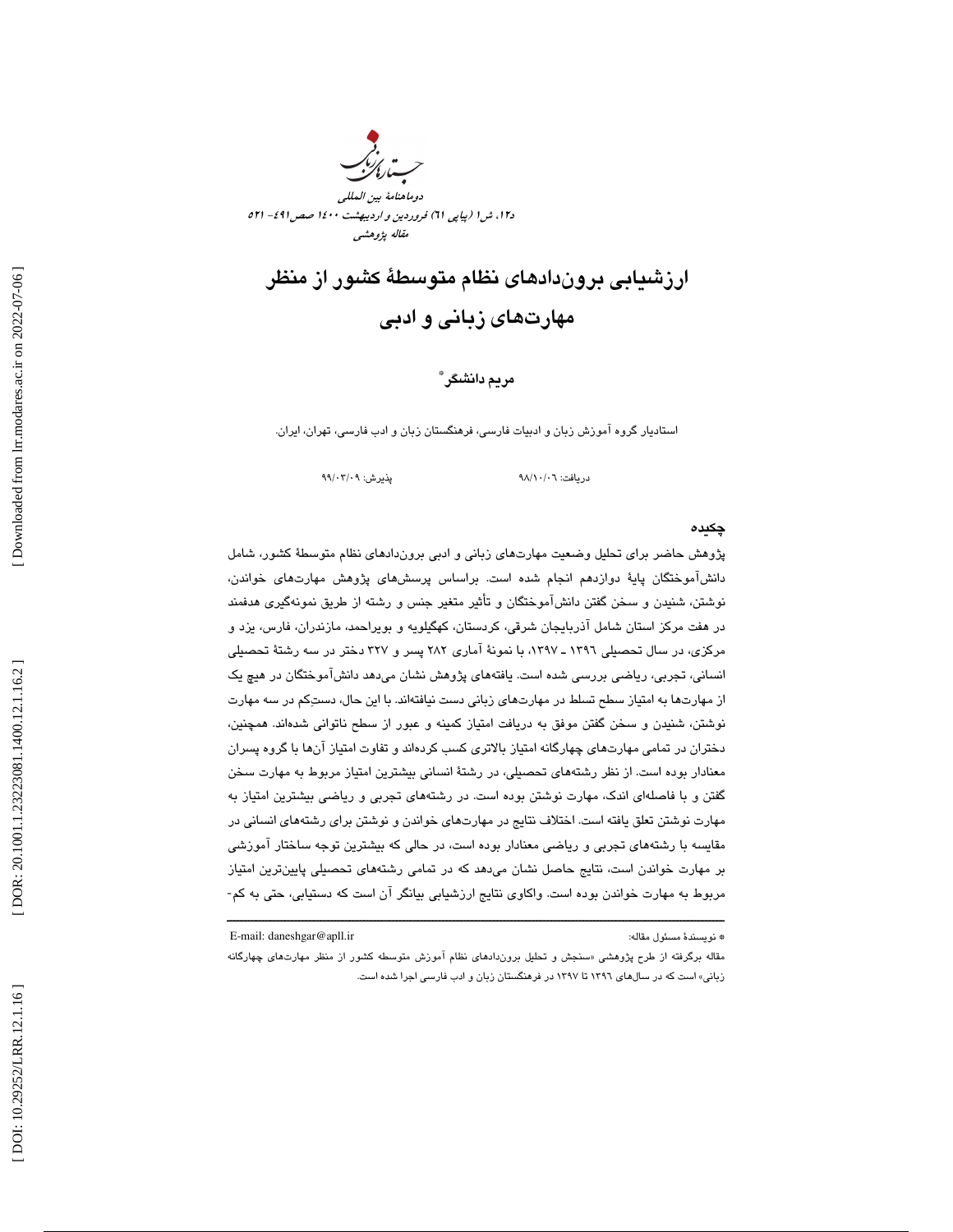# ارزشیابی بروندادهای نظام متوسطهٔ کشور از منظر مهارت‌های زبانی و ادبی

**مریم دانشگر** *

استادیار گروه آموزش زبان و ادبیات فارسی، فرهنگستان زبان و ادب فارسی، تهران، ایران.

دریافت: ۹۸/۱۰/۰۶ پذیرش: ۹۹/۰۳/۰۹

## چکیده

پژوهش حاضر برای تحلیل وضعیت مهارت‌های زبانی و ادبی بروندادهای نظام متوسطهٔ کشور، شامل دانش‌آموختگان پایهٔ دوازدهم انجام شده است. براساس پرسش‌های پژوهش مهارت‌های خواندن، نوشتن، شنیدن و سخن گفتن دانش‌آموختگان و تأثیر متغیر جنس و رشته از طریق نمونه‌گیری هدفمند در هفت مرکز استان شامل آذربایجان شرقی، کردستان، کهگیلویه و بویراحمد، مازندران، فارس، یزد و مرکزی، در سال تحصیلی ۱۳۹۶ ـ ۱۳۹۷، با نمونهٔ آماری ۲۸۲ پسر و ۳۲۷ دختر در سه رشتهٔ تحصیلی انسانی، تجربی، ریاضی بررسی شده است. یافته‌های پژوهش نشان می‌دهد دانش‌آموختگان در هیچ یک از مهارت‌ها به امتیاز سطح تسلط در مهارت‌های زبانی دست نیافته‌اند. با این حال، دستِ‌کم در سه مهارت نوشتن، شنیدن و سخن گفتن موفق به دریافت امتیاز کمینه و عبور از سطح ناتوانی شده‌اند. همچنین، دختران در تمامی مهارت‌های چهارگانه امتیاز بالاتری کسب کرده‌اند و تفاوت امتیاز آن‌ها با گروه پسران معنادار بوده است. از نظر رشته‌های تحصیلی، در رشتهٔ انسانی بیشترین امتیاز مربوط به مهارت سخن گفتن و با فاصله‌ای اندک، مهارت نوشتن بوده است. در رشته‌های تجربی و ریاضی بیشترین امتیاز به مهارت نوشتن تعلق یافته است. اختلاف نتایج در مهارت‌های خواندن و نوشتن برای رشته‌های انسانی در مقایسه با رشته‌های تجربی و ریاضی معنادار بوده است، در حالی که بیشترین توجه ساختار آموزشی بر مهارت خواندن است، نتایج حاصل نشان می‌دهد که در تمامی رشته‌های تحصیلی پایین‌ترین امتیاز مربوط به مهارت خواندن بوده است. واکاوی نتایج ارزشیابی بیانگر آن است که دستیابی، حتی به کم-

---

* نویسندهٔ مسئول مقاله: E-mail: daneshgar@apll.ir

مقاله برگرفته از طرح پژوهشی «سنجش و تحلیل بروندادهای نظام آموزش متوسطه کشور از منظر مهارت‌های چهارگانه زبانی» است که در سال‌های ۱۳۹۶ تا ۱۳۹۷ در فرهنگستان زبان و ادب فارسی اجرا شده است.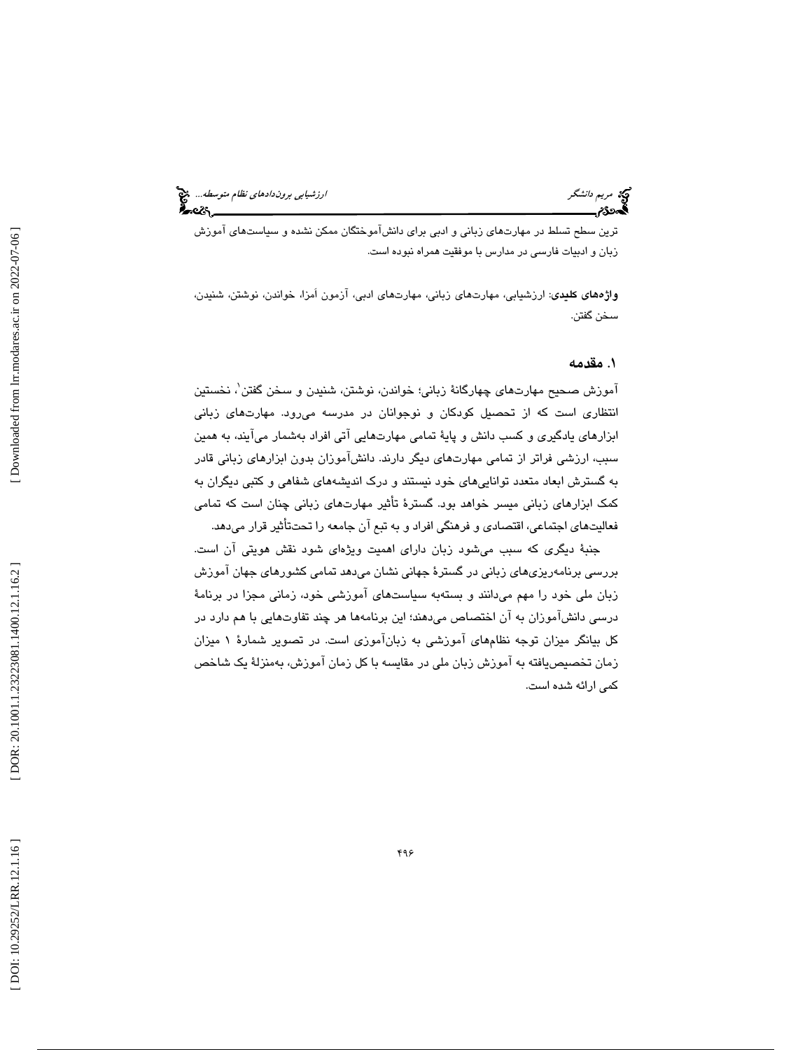ترین سطح تسلط در مهارت‌های زبانی و ادبی برای دانش‌آموختگان ممکن نشده و سیاست‌های آموزش زبان و ادبیات فارسی در مدارس با موفقیت همراه نبوده است.

**واژه‌های کلیدی**: ارزشیابی، مهارت‌های زبانی، مهارت‌های ادبی، آزمون آمزا، خواندن، نوشتن، شنیدن، سخن گفتن.

## ۱. مقدمه

آموزش صحیح مهارت‌های چهارگانهٔ زبانی؛ خواندن، نوشتن، شنیدن و سخن گفتن[1]، نخستین انتظاری است که از تحصیل کودکان و نوجوانان در مدرسه می‌رود. مهارت‌های زبانی ابزارهای یادگیری و کسب دانش و پایهٔ تمامی مهارت‌هایی آتی افراد به‌شمار می‌آیند، به همین سبب، ارزشی فراتر از تمامی مهارت‌های دیگر دارند. دانش‌آموزان بدون ابزارهای زبانی قادر به گسترش ابعاد متعدد توانایی‌های خود نیستند و درک اندیشه‌های شفاهی و کتبی دیگران به کمک ابزارهای زبانی میسر خواهد بود. گسترهٔ تأثیر مهارت‌های زبانی چنان است که تمامی فعالیت‌های اجتماعی، اقتصادی و فرهنگی افراد و به تبع آن جامعه را تحت‌تأثیر قرار می‌دهد.

جنبهٔ دیگری که سبب می‌شود زبان دارای اهمیت ویژه‌ای شود نقش هویتی آن است. بررسی برنامه‌ریزی‌های زبانی در گسترهٔ جهانی نشان می‌دهد تمامی کشورهای جهان آموزش زبان ملی خود را مهم می‌دانند و بسته‌به سیاست‌های آموزشی خود، زمانی مجزا در برنامهٔ درسی دانش‌آموزان به آن اختصاص می‌دهند؛ این برنامه‌ها هر چند تفاوت‌هایی با هم دارد در کل بیانگر میزان توجه نظام‌های آموزشی به زبان‌آموزی است. در تصویر شمارهٔ ۱ میزان زمان تخصیص‌یافته به آموزش زبان ملی در مقایسه با کل زمان آموزش، به‌منزلهٔ یک شاخص کمی ارائه شده است.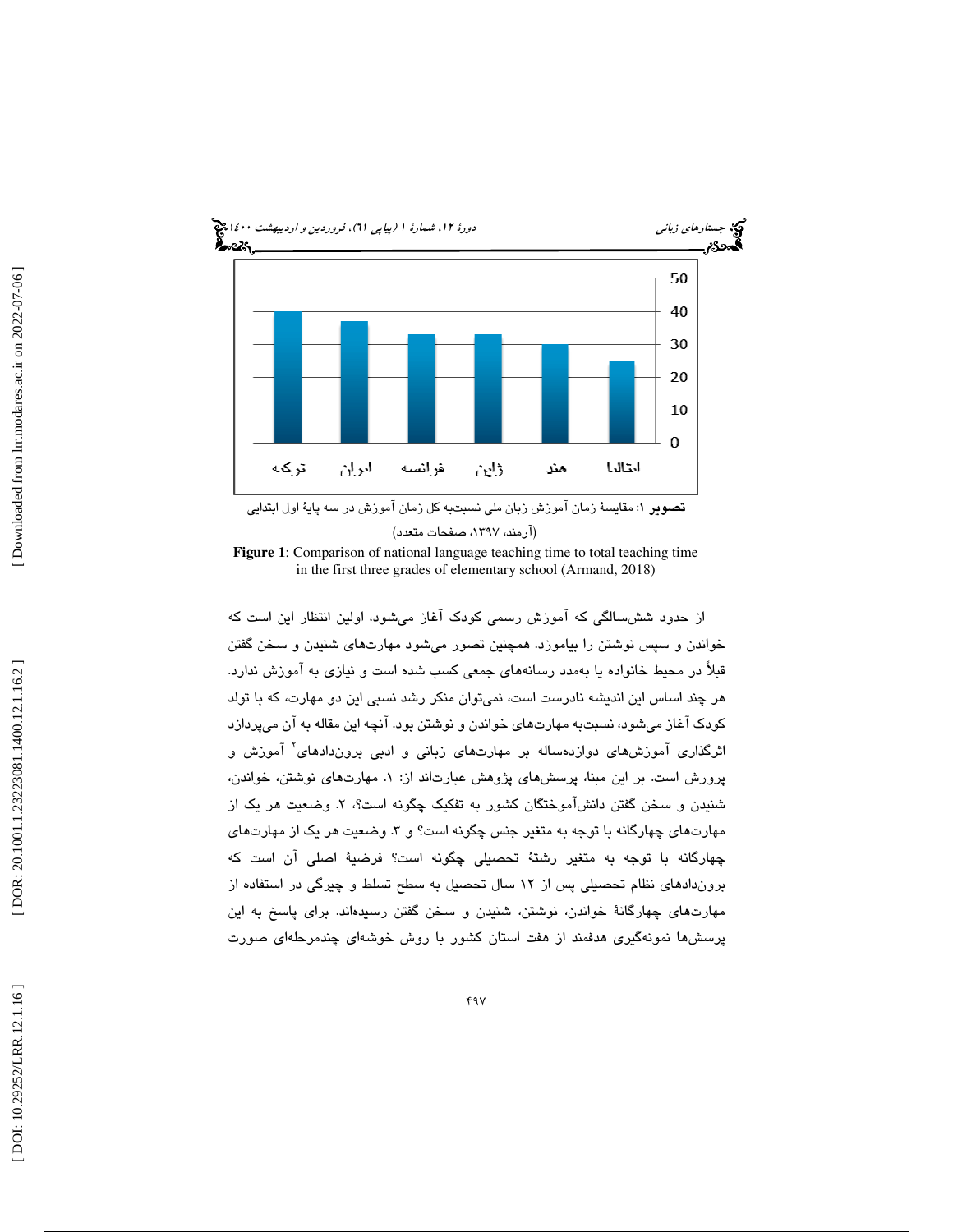تصویر ۱: مقایسهٔ زمان آموزش زبان ملی نسبت‌به کل زمان آموزش در سه پایهٔ اول ابتدایی

(آرمند، ۱۳۹۷، صفحات متعدد)

**Figure 1**: Comparison of national language teaching time to total teaching time in the first three grades of elementary school (Armand, 2018)

از حدود شش‌سالگی که آموزش رسمی کودک آغاز می‌شود، اولین انتظار این است که خواندن و سپس نوشتن را بیاموزد. همچنین تصور می‌شود مهارت‌های شنیدن و سخن گفتن قبلاً در محیط خانواده یا به‌مدد رسانه‌های جمعی کسب شده است و نیازی به آموزش ندارد. هر چند اساس این اندیشه نادرست است، نمی‌توان منکر رشد نسبی این دو مهارت، که با تولد کودک آغاز می‌شود، نسبت‌به مهارت‌های خواندن و نوشتن بود. آنچه این مقاله به آن می‌پردازد اثرگذاری آموزش‌های دوازده‌ساله بر مهارت‌های زبانی و ادبی برون‌دادهای[۲] آموزش و پرورش است. بر این مبنا، پرسش‌های پژوهش عبارت‌اند از: ۱. مهارت‌های نوشتن، خواندن، شنیدن و سخن گفتن دانش‌آموختگان کشور به تفکیک چگونه است؟، ۲. وضعیت هر یک از مهارت‌های چهارگانه با توجه به متغیر جنس چگونه است؟ و ۳. وضعیت هر یک از مهارت‌های چهارگانه با توجه به متغیر رشتهٔ تحصیلی چگونه است؟ فرضیهٔ اصلی آن است که برون‌دادهای نظام تحصیلی پس از ۱۲ سال تحصیل به سطح تسلط و چیرگی در استفاده از مهارت‌های چهارگانهٔ خواندن، نوشتن، شنیدن و سخن گفتن رسیده‌اند. برای پاسخ به این پرسش‌ها نمونه‌گیری هدفمند از هفت استان کشور با روش خوشه‌ای چندمرحله‌ای صورت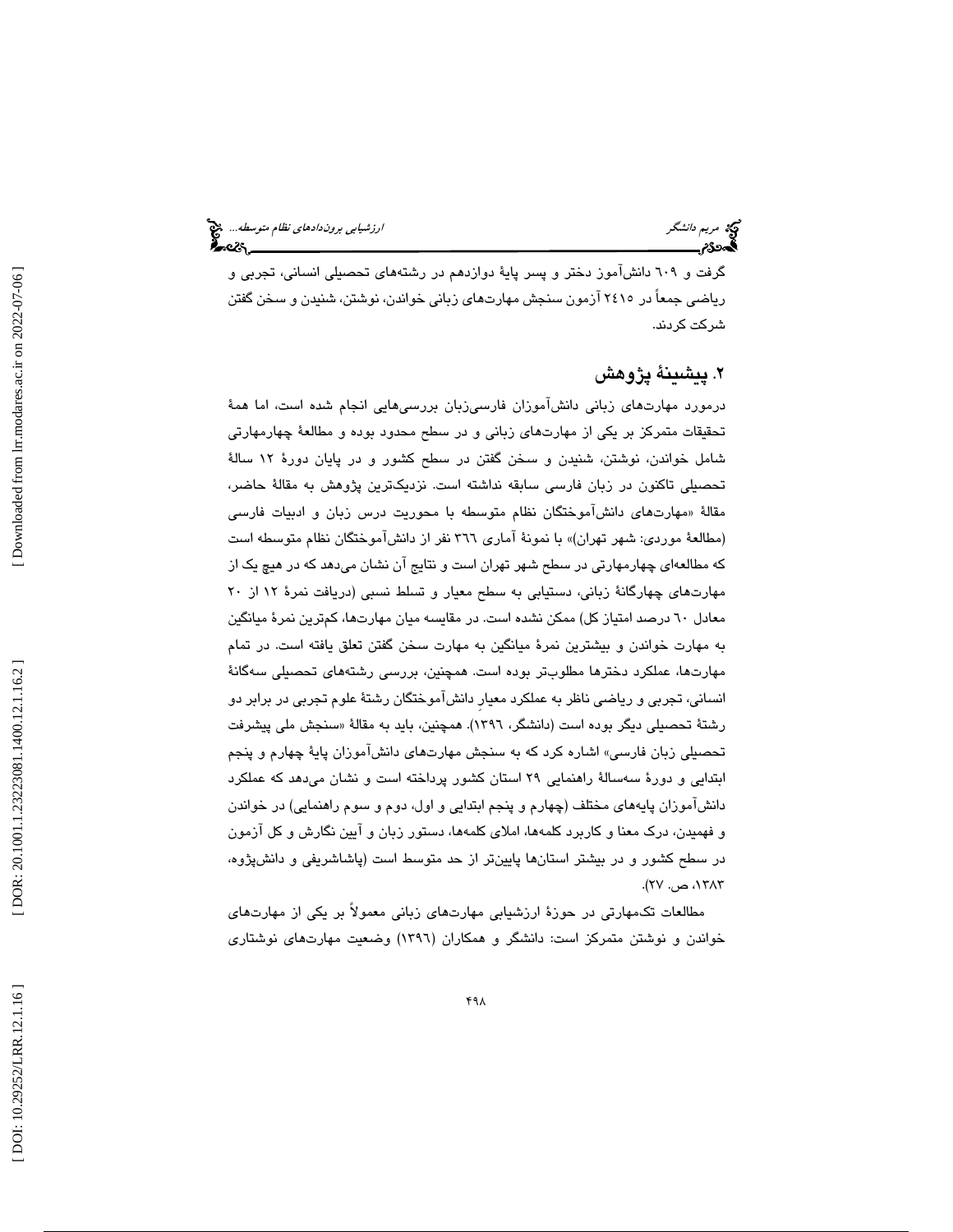گرفت و ٦٠٩ دانش‌آموز دختر و پسر پایهٔ دوازدهم در رشته‌های تحصیلی انسانی، تجربی و ریاضی جمعاً در ٢٤١٥ آزمون سنجش مهارت‌های زبانی خواندن، نوشتن، شنیدن و سخن گفتن شرکت کردند.

## ٢. پیشینهٔ پژوهش

درمورد مهارت‌های زبانی دانش‌آموزان فارسی‌زبان بررسی‌هایی انجام شده است، اما همهٔ تحقیقات متمرکز بر یکی از مهارت‌های زبانی و در سطح محدود بوده و مطالعهٔ چهارمهارتی شامل خواندن، نوشتن، شنیدن و سخن گفتن در سطح کشور و در پایان دورهٔ ١٢ سالهٔ تحصیلی تاکنون در زبان فارسی سابقه نداشته است. نزدیک‌ترین پژوهش به مقالهٔ حاضر، مقالهٔ «مهارت‌های دانش‌آموختگان نظام متوسطه با محوریت درس زبان و ادبیات فارسی (مطالعهٔ موردی: شهر تهران)» با نمونهٔ آماری ٣٦٦ نفر از دانش‌آموختگان نظام متوسطه است که مطالعه‌ای چهارمهارتی در سطح شهر تهران است و نتایج آن نشان می‌دهد که در هیچ یک از مهارت‌های چهارگانهٔ زبانی، دستیابی به سطح معیار و تسلط نسبی (دریافت نمرهٔ ١٢ از ٢٠ معادل ٦٠ درصد امتیاز کل) ممکن نشده است. در مقایسه میان مهارت‌ها، کم‌ترین نمرهٔ میانگین به مهارت خواندن و بیشترین نمرهٔ میانگین به مهارت سخن گفتن تعلق یافته است. در تمام مهارت‌ها، عملکرد دخترها مطلوب‌تر بوده است. همچنین، بررسی رشته‌های تحصیلی سه‌گانهٔ انسانی، تجربی و ریاضی ناظر به عملکرد معیارِ دانش‌آموختگان رشتهٔ علوم تجربی در برابر دو رشتهٔ تحصیلی دیگر بوده است (دانشگر، ١٣٩٦). همچنین، باید به مقالهٔ «سنجش ملی پیشرفت تحصیلی زبان فارسی» اشاره کرد که به سنجش مهارت‌های دانش‌آموزان پایهٔ چهارم و پنجم ابتدایی و دورهٔ سه‌سالهٔ راهنمایی ٢٩ استان کشور پرداخته است و نشان می‌دهد که عملکرد دانش‌آموزان پایه‌های مختلف (چهارم و پنجم ابتدایی و اول، دوم و سوم راهنمایی) در خواندن و فهمیدن، درک معنا و کاربرد کلمه‌ها، املای کلمه‌ها، دستور زبان و آیین نگارش و کل آزمون در سطح کشور و در بیشتر استان‌ها پایین‌تر از حد متوسط است (پاشاشریفی و دانش‌پژوه، ١٣٨٣، ص. ٢٧).

مطالعات تک‌مهارتی در حوزهٔ ارزشیابی مهارت‌های زبانی معمولاً بر یکی از مهارت‌های خواندن و نوشتن متمرکز است: دانشگر و همکاران (١٣٩٦) وضعیت مهارت‌های نوشتاری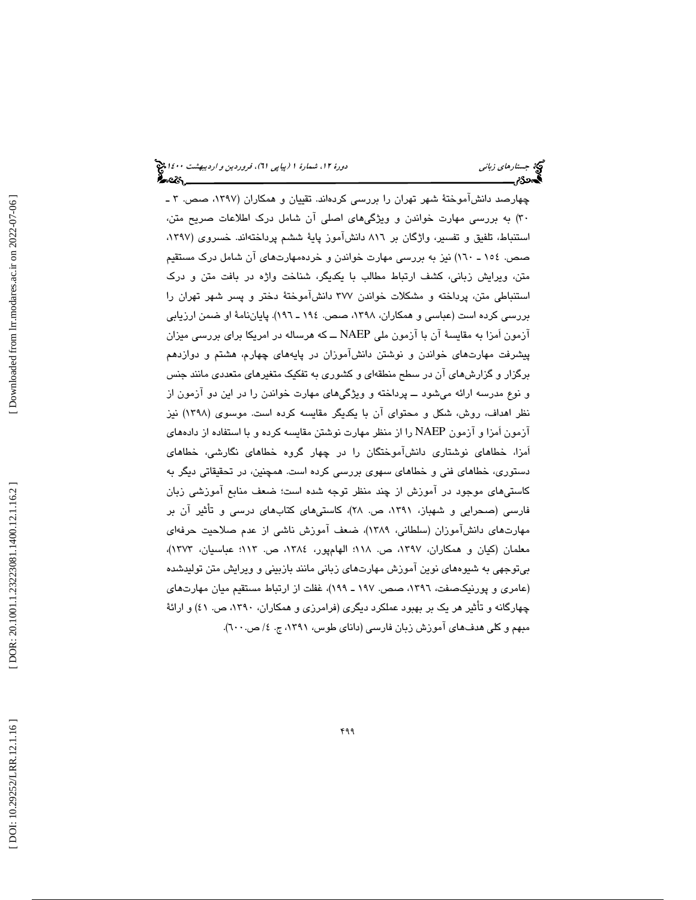چهارصد دانش‌آموختهٔ شهر تهران را بررسی کرده‌اند. تقییان و همکاران (۱۳۹۷، صص. ۳ ـ ۳۰) به بررسی مهارت خواندن و ویژگی‌های اصلی آن شامل درک اطلاعات صریح متن، استنباط، تلفیق و تفسیر، واژگان بر ۸۱۶ دانش‌آموز پایهٔ ششم پرداخته‌اند. خسروی (۱۳۹۷، صص. ۱٥٤ ـ ۱٦۰) نیز به بررسی مهارت خواندن و خرده‌مهارت‌های آن شامل درک مستقیم متن، ویرایش زبانی، کشف ارتباط مطالب با یکدیگر، شناخت واژه در بافت متن و درک استنباطی متن، پرداخته و مشکلات خواندن ۳۷۷ دانش‌آموختهٔ دختر و پسر شهر تهران را بررسی کرده است (عباسی و همکاران، ۱۳۹۸، صص. ۱۹٤ ـ ۱۹٦). پایان‌نامهٔ او ضمن ارزیابی آزمون اَمزا به مقایسهٔ آن با آزمون ملی NAEP ــ که هرساله در امریکا برای بررسی میزان پیشرفت مهارت‌های خواندن و نوشتن دانش‌آموزان در پایه‌های چهارم، هشتم و دوازدهم برگزار و گزارش‌های آن در سطح منطقه‌ای و کشوری به تفکیک متغیرهای متعددی مانند جنس و نوع مدرسه ارائه می‌شود ــ پرداخته و ویژگی‌های مهارت خواندن را در این دو آزمون از نظر اهداف، روش، شکل و محتوای آن با یکدیگر مقایسه کرده است. موسوی (۱۳۹۸) نیز آزمون اَمزا و آزمون NAEP را از منظر مهارت نوشتن مقایسه کرده و با استفاده از داده‌های اَمزا، خطاهای نوشتاری دانش‌آموختگان را در چهار گروه خطاهای نگارشی، خطاهای دستوری، خطاهای فنی و خطاهای سهوی بررسی کرده است. همچنین، در تحقیقاتی دیگر به کاستی‌های موجود در آموزش از چند منظر توجه شده است؛ ضعف منابع آموزشی زبان فارسی (صحرایی و شهباز، ۱۳۹۱، ص. ۲۸)، کاستی‌های کتاب‌های درسی و تأثیر آن بر مهارت‌های دانش‌آموزان (سلطانی، ۱۳۸۹)، ضعف آموزش ناشی از عدم صلاحیت حرفه‌ای معلمان (کیان و همکاران، ۱۳۹۷، ص. ۱۱۸؛ الهام‌پور، ۱۳۸٤، ص. ۱۱۳؛ عباسیان، ۱۳۷۳)، بی‌توجهی به شیوه‌های نوین آموزش مهارت‌های زبانی مانند بازبینی و ویرایش متن تولیدشده (عامری و پورنیک‌صفت، ۱۳۹٦، صص. ۱۹۷ ـ ۱۹۹)، غفلت از ارتباط مستقیم میان مهارت‌های چهارگانه و تأثیر هر یک بر بهبود عملکرد دیگری (فرامرزی و همکاران، ۱۳۹۰، ص. ٤۱) و ارائهٔ مبهم و کلی هدف‌های آموزش زبان فارسی (دانای طوس، ۱۳۹۱، ج. ٤/ ص.٦۰۰).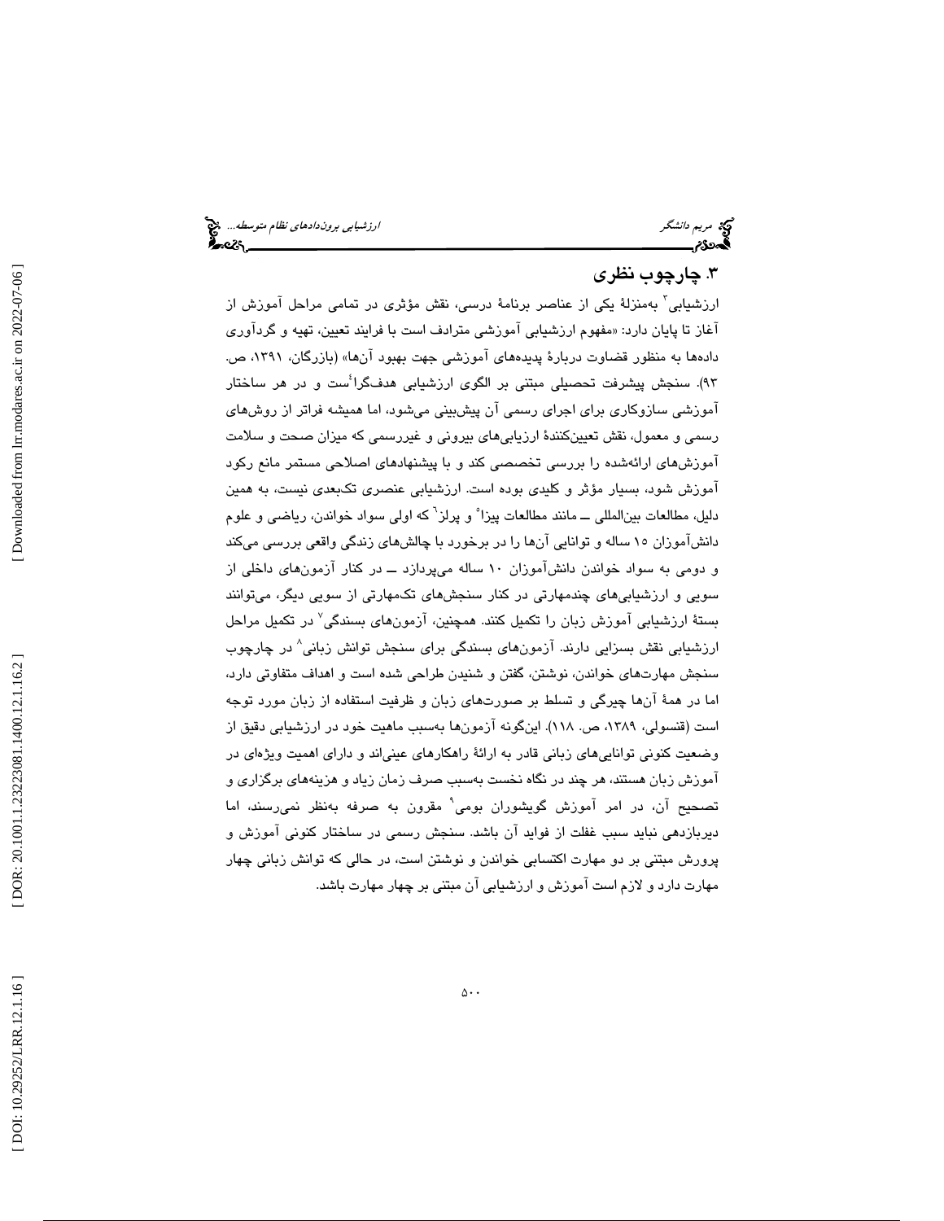## ۳. چارچوب نظری

ارزشیابی[3] به‌منزلهٔ یکی از عناصر برنامهٔ درسی، نقش مؤثری در تمامی مراحل آموزش از آغاز تا پایان دارد: «مفهوم ارزشیابی آموزشی مترادف است با فرایند تعیین، تهیه و گردآوری داده‌ها به منظور قضاوت دربارهٔ پدیده‌های آموزشی جهت بهبود آن‌ها» (بازرگان، ۱۳۹۱، ص. ۹۳). سنجش پیشرفت تحصیلی مبتنی بر الگوی ارزشیابی هدف‌گرا[4]ست و در هر ساختار آموزشی سازوکاری برای اجرای رسمی آن پیش‌بینی می‌شود، اما همیشه فراتر از روش‌های رسمی و معمول، نقش تعیین‌کنندهٔ ارزیابی‌های بیرونی و غیررسمی که میزان صحت و سلامت آموزش‌های ارائه‌شده را بررسی تخصصی کند و با پیشنهادهای اصلاحی مستمر مانع رکود آموزش شود، بسیار مؤثر و کلیدی بوده است. ارزشیابی عنصری تک‌بعدی نیست، به همین دلیل، مطالعات بین‌المللی ــ مانند مطالعات پیزا[5] و پرلز[6] که اولی سواد خواندن، ریاضی و علوم دانش‌آموزان ۱۵ ساله و توانایی آن‌ها را در برخورد با چالش‌های زندگی واقعی بررسی می‌کند و دومی به سواد خواندن دانش‌آموزان ۱۰ ساله می‌پردازد ــ در کنار آزمون‌های داخلی از سویی و ارزشیابی‌های چندمهارتی در کنار سنجش‌های تک‌مهارتی از سویی دیگر، می‌توانند بستهٔ ارزشیابی آموزش زبان را تکمیل کنند. همچنین، آزمون‌های بسندگی[7] در تکمیل مراحل ارزشیابی نقش بسزایی دارند. آزمون‌های بسندگی برای سنجش توانش زبانی[8] در چارچوب سنجش مهارت‌های خواندن، نوشتن، گفتن و شنیدن طراحی شده است و اهداف متفاوتی دارد، اما در همهٔ آن‌ها چیرگی و تسلط بر صورت‌های زبان و ظرفیت استفاده از زبان مورد توجه است (قنسولی، ۱۳۸۹، ص. ۱۱۸). این‌گونه آزمون‌ها به‌سبب ماهیت خود در ارزشیابی دقیق از وضعیت کنونی توانایی‌های زبانی قادر به ارائهٔ راهکارهای عینی‌اند و دارای اهمیت ویژه‌ای در آموزش زبان هستند، هر چند در نگاه نخست به‌سبب صرف زمان زیاد و هزینه‌های برگزاری و تصحیح آن، در امر آموزش گویشوران بومی[9] مقرون به صرفه به‌نظر نمی‌رسند، اما دیربازدهی نباید سبب غفلت از فواید آن باشد. سنجش رسمی در ساختار کنونی آموزش و پرورش مبتنی بر دو مهارت اکتسابی خواندن و نوشتن است، در حالی که توانش زبانی چهار مهارت دارد و لازم است آموزش و ارزشیابی آن مبتنی بر چهار مهارت باشد.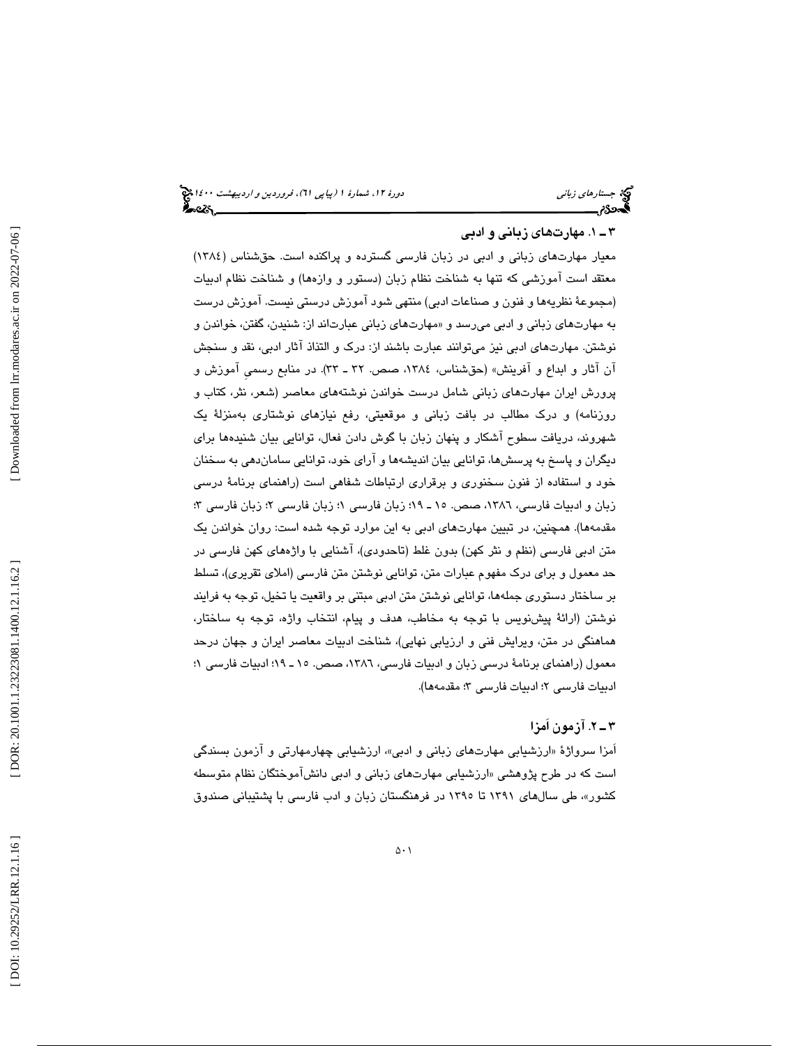### ۳ـ ۱. مهارت‌های زبانی و ادبی

معیار مهارت‌های زبانی و ادبی در زبان فارسی گسترده و پراکنده است. حق‌شناس (۱۳۸٤) معتقد است آموزشی که تنها به شناخت نظام زبان (دستور و واژه‌ها) و شناخت نظام ادبیات (مجموعهٔ نظریه‌ها و فنون و صناعات ادبی) منتهی شود آموزش درستی نیست. آموزش درست به مهارت‌های زبانی و ادبی می‌رسد و «مهارت‌های زبانی عبارت‌اند از: شنیدن، گفتن، خواندن و نوشتن. مهارت‌های ادبی نیز می‌توانند عبارت باشند از: درک و التذاذ آثار ادبی، نقد و سنجش آن آثار و ابداع و آفرینش» (حق‌شناس، ۱۳۸٤، صص. ۳۲ ـ ۳۳). در منابع رسمیِ آموزش و پرورش ایران مهارت‌های زبانی شامل درست خواندن نوشته‌های معاصر (شعر، نثر، کتاب و روزنامه) و درک مطالب در بافت زبانی و موقعیتی، رفع نیازهای نوشتاری به‌منزلهٔ یک شهروند، دریافت سطوح آشکار و پنهان زبان با گوش دادن فعال، توانایی بیان شنیده‌ها برای دیگران و پاسخ به پرسش‌ها، توانایی بیان اندیشه‌ها و آرای خود، توانایی سامان‌دهی به سخنان خود و استفاده از فنون سخنوری و برقراری ارتباطات شفاهی است (راهنمای برنامهٔ درسی زبان و ادبیات فارسی، ۱۳۸٦، صص. ۱۵ ـ ۱۹؛ زبان فارسی ۱؛ زبان فارسی ۲؛ زبان فارسی ۳؛ مقدمه‌ها). همچنین، در تبیین مهارت‌های ادبی به این موارد توجه شده است: روان خواندن یک متن ادبی فارسی (نظم و نثر کهن) بدون غلط (تاحدودی)، آشنایی با واژه‌های کهن فارسی در حد معمول و برای درک مفهوم عبارات متن، توانایی نوشتن متن فارسی (املای تقریری)، تسلط بر ساختار دستوری جمله‌ها، توانایی نوشتن متن ادبی مبتنی بر واقعیت یا تخیل، توجه به فرایند نوشتن (ارائهٔ پیش‌نویس با توجه به مخاطب، هدف و پیام، انتخاب واژه، توجه به ساختار، هماهنگی در متن، ویرایش فنی و ارزیابی نهایی)، شناخت ادبیات معاصر ایران و جهان درحد معمول (راهنمای برنامهٔ درسی زبان و ادبیات فارسی، ۱۳۸٦، صص. ۱۵ ـ ۱۹؛ ادبیات فارسی ۱؛ ادبیات فارسی ۲؛ ادبیات فارسی ۳؛ مقدمه‌ها).

### ۳ـ ۲. آزمون اَمزا

اَمزا سرواژهٔ «ارزشیابی مهارت‌های زبانی و ادبی»، ارزشیابی چهارمهارتی و آزمون بسندگی است که در طرح پژوهشی «ارزشیابی مهارت‌های زبانی و ادبی دانش‌آموختگان نظام متوسطه کشور»، طی سال‌های ۱۳۹۱ تا ۱۳۹۵ در فرهنگستان زبان و ادب فارسی با پشتیبانی صندوق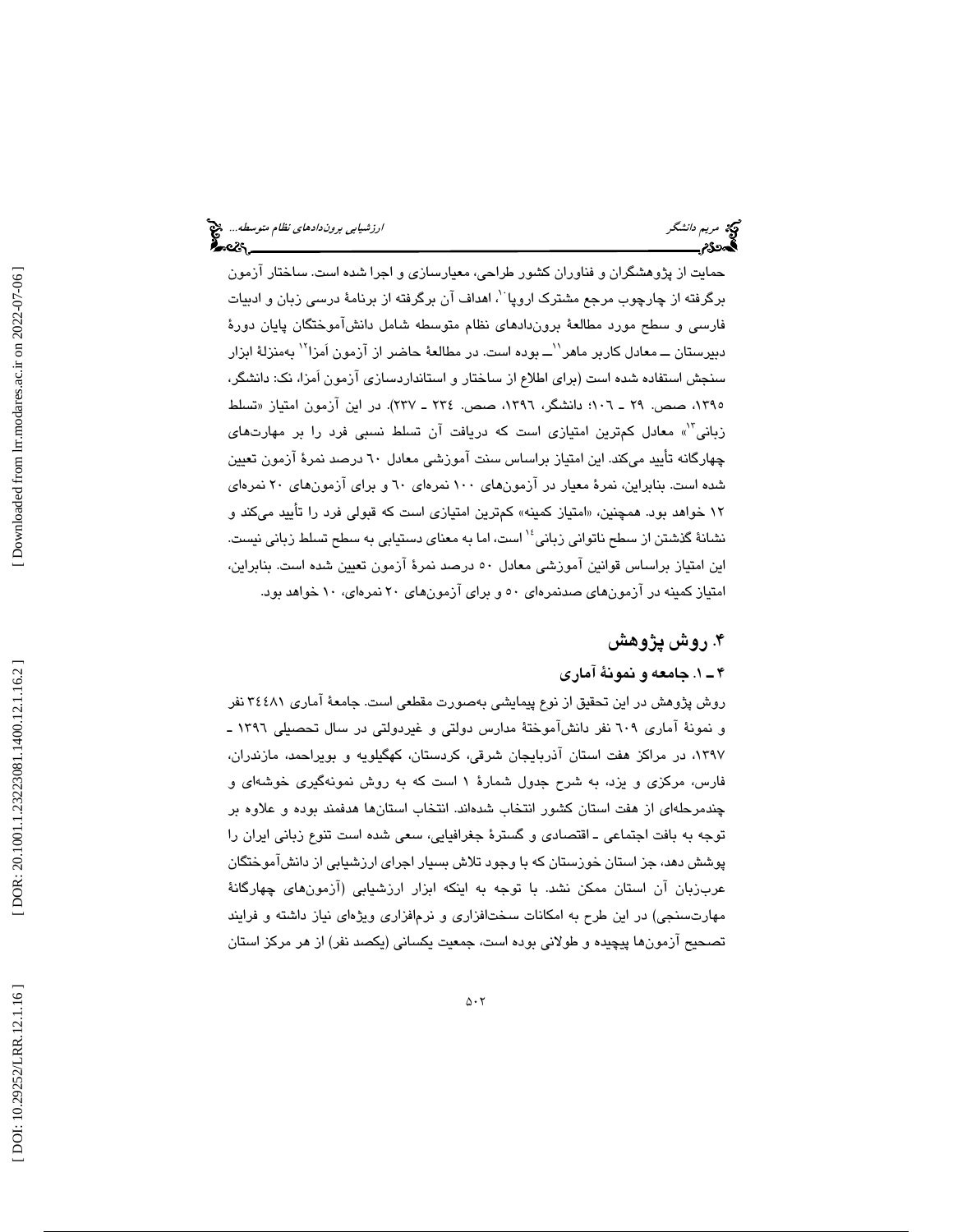حمایت از پژوهشگران و فناوران کشور طراحی، معیارسازی و اجرا شده است. ساختار آزمون برگرفته از چارچوب مرجع مشترک اروپا[10]، اهداف آن برگرفته از برنامهٔ درسی زبان و ادبیات فارسی و سطح مورد مطالعهٔ برون‌دادهای نظام متوسطه شامل دانش‌آموختگان پایان دورهٔ دبیرستان ــ معادل کاربر ماهر[11]ــ بوده است. در مطالعهٔ حاضر از آزمون آمزا[12] به‌منزلهٔ ابزار سنجش استفاده شده است (برای اطلاع از ساختار و استانداردسازی آزمون آمزا، نک: دانشگر، ۱۳۹۵، صص. ۲۹ ـ ۱۰۶؛ دانشگر، ۱۳۹۶، صص. ۲۳٤ ـ ۲۳۷). در این آزمون امتیاز «تسلط زبانی[13]» معادل کم‌ترین امتیازی است که دریافت آن تسلط نسبی فرد را بر مهارت‌های چهارگانه تأیید می‌کند. این امتیاز براساس سنت آموزشی معادل ٦۰ درصد نمرهٔ آزمون تعیین شده است. بنابراین، نمرهٔ معیار در آزمون‌های ۱۰۰ نمره‌ای ٦۰ و برای آزمون‌های ۲۰ نمره‌ای ۱۲ خواهد بود. همچنین، «امتیاز کمینه» کم‌ترین امتیازی است که قبولی فرد را تأیید می‌کند و نشانهٔ گذشتن از سطح ناتوانی زبانی[14] است، اما به معنای دستیابی به سطح تسلط زبانی نیست. این امتیاز براساس قوانین آموزشی معادل ۵۰ درصد نمرهٔ آزمون تعیین شده است. بنابراین، امتیاز کمینه در آزمون‌های صدنمره‌ای ۵۰ و برای آزمون‌های ۲۰ نمره‌ای، ۱۰ خواهد بود.

## ۴. روش پژوهش

### ۴ ـ ۱. جامعه و نمونهٔ آماری

روش پژوهش در این تحقیق از نوع پیمایشی به‌صورت مقطعی است. جامعهٔ آماری ۳٤٤۸۱ نفر و نمونهٔ آماری ٦۰۹ نفر دانش‌آموختهٔ مدارس دولتی و غیردولتی در سال تحصیلی ۱۳۹٦ ـ ۱۳۹۷، در مراکز هفت استان آذربایجان شرقی، کردستان، کهگیلویه و بویراحمد، مازندران، فارس، مرکزی و یزد، به شرح جدول شمارهٔ ۱ است که به روش نمونه‌گیری خوشه‌ای و چندمرحله‌ای از هفت استان کشور انتخاب شده‌اند. انتخاب استان‌ها هدفمند بوده و علاوه بر توجه به بافت اجتماعی ـ اقتصادی و گسترهٔ جغرافیایی، سعی شده است تنوع زبانی ایران را پوشش دهد، جز استان خوزستان که با وجود تلاش بسیار اجرای ارزشیابی از دانش‌آموختگان عرب‌زبان آن استان ممکن نشد. با توجه به اینکه ابزار ارزشیابی (آزمون‌های چهارگانهٔ مهارت‌سنجی) در این طرح به امکانات سخت‌افزاری و نرم‌افزاری ویژه‌ای نیاز داشته و فرایند تصحیح آزمون‌ها پیچیده و طولانی بوده است، جمعیت یکسانی (یکصد نفر) از هر مرکز استان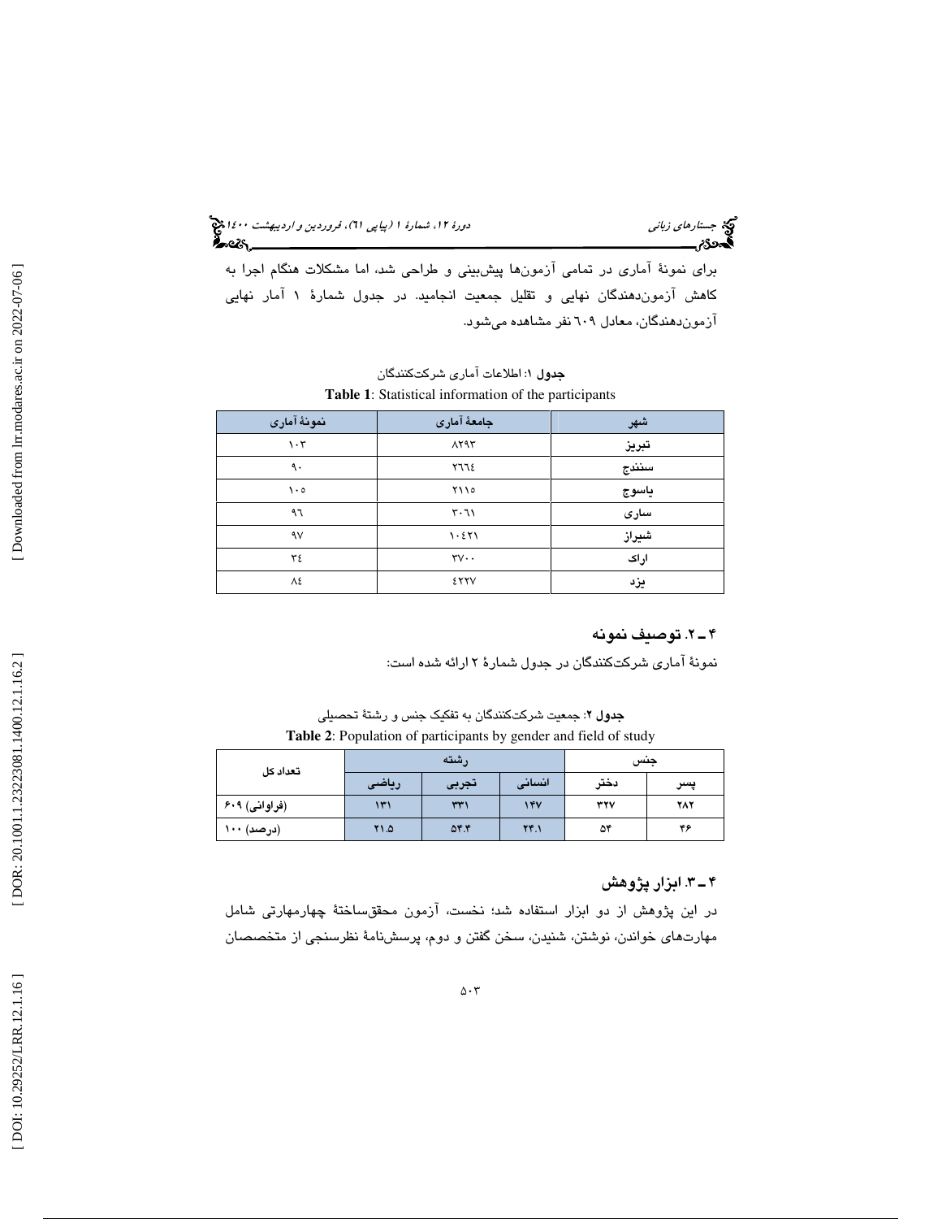برای نمونهٔ آماری در تمامی آزمون‌ها پیش‌بینی و طراحی شد، اما مشکلات هنگام اجرا به کاهش آزمون‌دهندگان نهایی و تقلیل جمعیت انجامید. در جدول شمارهٔ ۱ آمار نهایی آزمون‌دهندگان، معادل ٦٠٩ نفر مشاهده می‌شود.

**جدول ۱**: اطلاعات آماری شرکت‌کنندگان

**Table 1**: Statistical information of the participants

| شهر | جامعهٔ آماری | نمونهٔ آماری |
|---|---|---|
| تبریز | ۸۲۹۳ | ۱۰۳ |
| سنندج | ٢٦٦٤ | ۹۰ |
| یاسوج | ٢١١٥ | ١٠٥ |
| ساری | ٣٠٦١ | ٩٦ |
| شیراز | ١٠٤٢١ | ٩٧ |
| اراک | ٣٧٠٠ | ٣٤ |
| یزد | ٤٢٢٧ | ٨٤ |

## ۴ـ ۲. توصیف نمونه

نمونهٔ آماری شرکت‌کنندگان در جدول شمارهٔ ۲ ارائه شده است:

**جدول ۲**: جمعیت شرکت‌کنندگان به تفکیک جنس و رشتهٔ تحصیلی

**Table 2**: Population of participants by gender and field of study

| جنس | | رشته | | | تعداد کل |
|---|---|---|---|---|---|
| پسر | دختر | انسانی | تجربی | ریاضی | |
| ۲۸۲ | ۳۲۷ | ۱۴۷ | ۳۳۱ | ۱۳۱ | (فراوانی) ۶۰۹ |
| ۴۶ | ۵۴ | ۲۴.۱ | ۵۴.۴ | ۲۱.۵ | (درصد) ۱۰۰ |

## ۴ـ ۳. ابزار پژوهش

در این پژوهش از دو ابزار استفاده شد؛ نخست، آزمون محقق‌ساختهٔ چهارمهارتی شامل مهارت‌های خواندن، نوشتن، شنیدن، سخن گفتن و دوم، پرسش‌نامهٔ نظرسنجی از متخصصان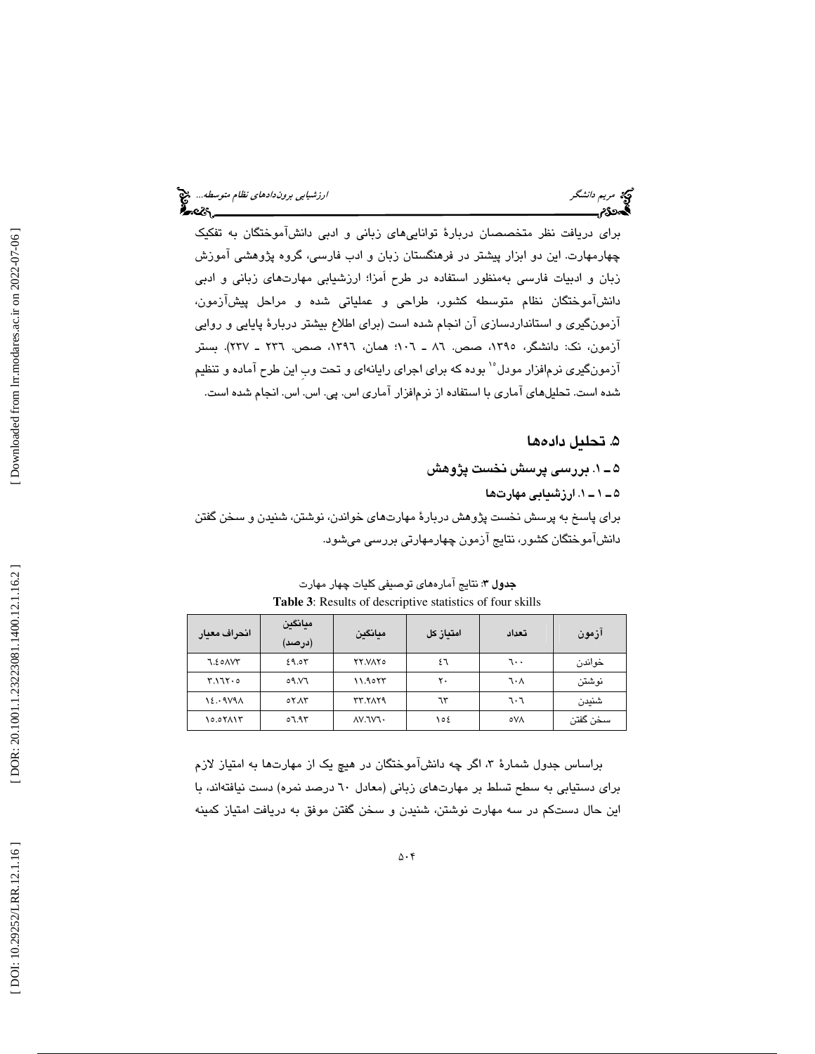برای دریافت نظر متخصصان دربارهٔ توانایی‌های زبانی و ادبی دانش‌آموختگان به تفکیک چهارمهارت. این دو ابزار پیشتر در فرهنگستان زبان و ادب فارسی، گروه پژوهشی آموزش زبان و ادبیات فارسی به‌منظور استفاده در طرح آمزا؛ ارزشیابی مهارت‌های زبانی و ادبی دانش‌آموختگان نظام متوسطه کشور، طراحی و عملیاتی شده و مراحل پیش‌آزمون، آزمون‌گیری و استانداردسازی آن انجام شده است (برای اطلاع بیشتر دربارهٔ پایایی و روایی آزمون، نک: دانشگر، ۱۳۹۵، صص. ٨٦ ـ ١٠٦؛ همان، ١٣٩٦، صص. ٢٣٦ ـ ٢٣٧). بستر آزمون‌گیری نرم‌افزار مودل[15] بوده که برای اجرای رایانه‌ای و تحت وبِ این طرح آماده و تنظیم شده است. تحلیل‌های آماری با استفاده از نرم‌افزار آماری اس. پی. اس. اس. انجام شده است.

## ۵. تحلیل داده‌ها

### ۵ ـ ۱. بررسی پرسش نخست پژوهش

#### ۵ ـ ۱ ـ ۱. ارزشیابی مهارت‌ها

برای پاسخ به پرسش نخست پژوهش دربارهٔ مهارت‌های خواندن، نوشتن، شنیدن و سخن گفتن دانش‌آموختگان کشور، نتایج آزمون چهارمهارتی بررسی می‌شود.

**جدول ۳**: نتایج آماره‌های توصیفی کلیات چهار مهارت

**Table 3**: Results of descriptive statistics of four skills

| آزمون | تعداد | امتیاز کل | میانگین | میانگین (درصد) | انحراف معیار |
|---|---|---|---|---|---|
| خواندن | ٦٠٠ | ٤٦ | ٢٢.٧٨٢٥ | ٤٩.٥٣ | ٦.٤٥٨٧٣ |
| نوشتن | ٦٠٨ | ٢٠ | ١١.٩٥٢٣ | ٥٩.٧٦ | ٣.١٦٢٠٥ |
| شنیدن | ٦٠٦ | ٦٣ | ٣٣.٢٨٢٩ | ٥٢.٨٣ | ١٤.٠٩٧٩٨ |
| سخن گفتن | ٥٧٨ | ١٥٤ | ٨٧.٦٧٦٠ | ٥٦.٩٣ | ١٥.٥٢٨١٣ |

براساس جدول شمارهٔ ٣، اگر چه دانش‌آموختگان در هیچ یک از مهارت‌ها به امتیاز لازم برای دستیابی به سطح تسلط بر مهارت‌های زبانی (معادل ٦٠ درصد نمره) دست نیافته‌اند، با این حال دست‌کم در سه مهارت نوشتن، شنیدن و سخن گفتن موفق به دریافت امتیاز کمینه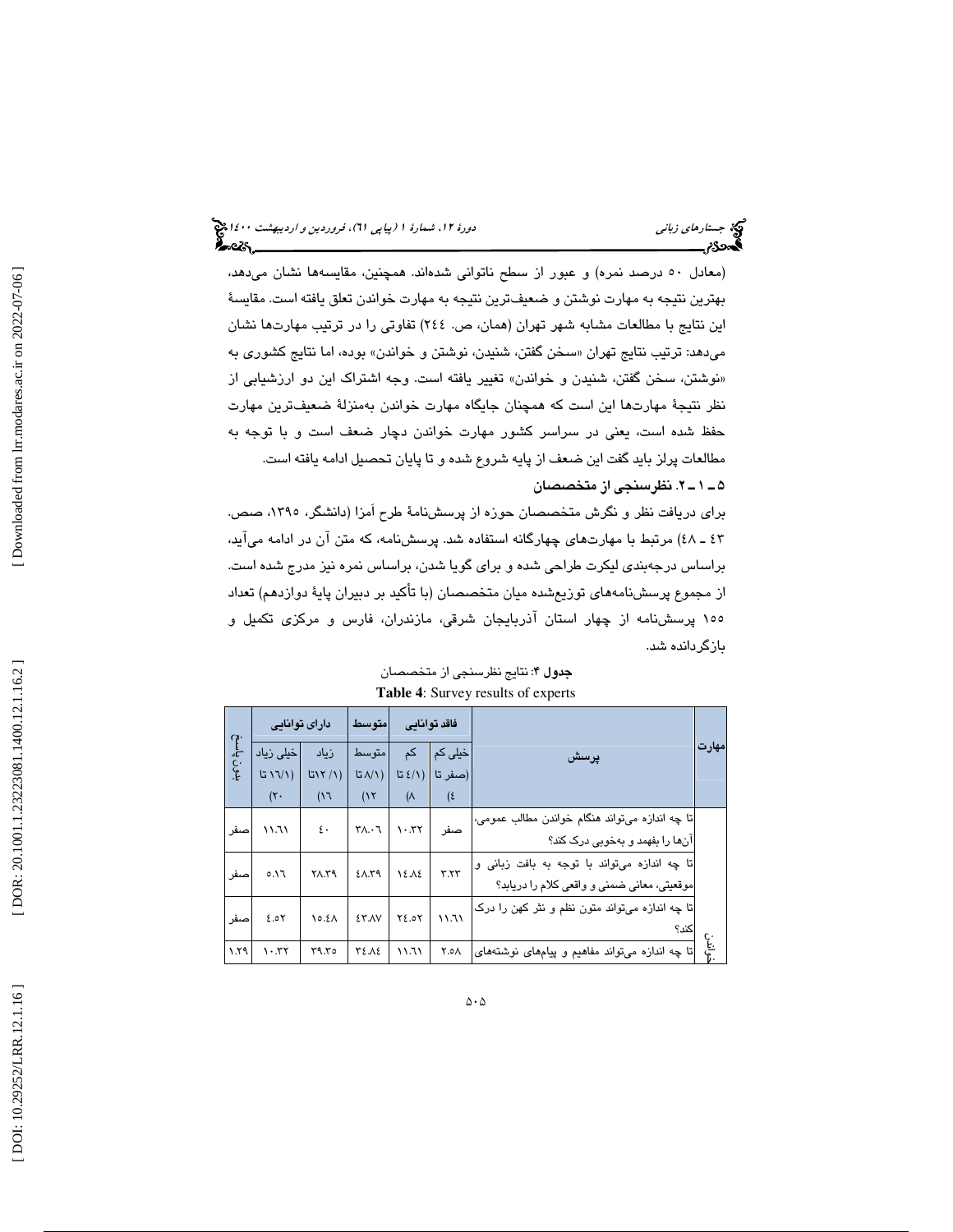(معادل ۵۰ درصد نمره) و عبور از سطح ناتوانی شده‌اند. همچنین، مقایسه‌ها نشان می‌دهد، بهترین نتیجه به مهارت نوشتن و ضعیف‌ترین نتیجه به مهارت خواندن تعلق یافته است. مقایسهٔ این نتایج با مطالعات مشابه شهر تهران (همان، ص. ۲٤٤) تفاوتی را در ترتیب مهارت‌ها نشان می‌دهد: ترتیب نتایج تهران «سخن گفتن، شنیدن، نوشتن و خواندن» بوده، اما نتایج کشوری به «نوشتن، سخن گفتن، شنیدن و خواندن» تغییر یافته است. وجه اشتراک این دو ارزشیابی از نظر نتیجهٔ مهارت‌ها این است که همچنان جایگاه مهارت خواندن به‌منزلهٔ ضعیف‌ترین مهارت حفظ شده است، یعنی در سراسر کشور مهارت خواندن دچار ضعف است و با توجه به مطالعات پرلز باید گفت این ضعف از پایه شروع شده و تا پایان تحصیل ادامه یافته است.

### ۵ ـ ۱ ـ ۲. نظرسنجی از متخصصان

برای دریافت نظر و نگرش متخصصان حوزه از پرسش‌نامهٔ طرح آمزا (دانشگر، ۱۳۹۵، صص. ٤٣ ـ ٤٨) مرتبط با مهارت‌های چهارگانه استفاده شد. پرسش‌نامه، که متن آن در ادامه می‌آید، براساس درجه‌بندی لیکرت طراحی شده و برای گویا شدن، براساس نمره نیز مدرج شده است. از مجموع پرسش‌نامه‌های توزیع‌شده میان متخصصان (با تأکید بر دبیران پایهٔ دوازدهم) تعداد ۱۵۵ پرسش‌نامه از چهار استان آذربایجان شرقی، مازندران، فارس و مرکزی تکمیل و بازگردانده شد.

**جدول ۴**: نتایج نظرسنجی از متخصصان

**Table 4**: Survey results of experts

| مهارت | پرسش | فاقد توانایی | | متوسط | دارای توانایی | | بدون پاسخ |
|---|---|---|---|---|---|---|---|
| | | خیلی کم (صفر تا ٤) | کم (٤/١ تا ٨) | متوسط (٨/١ تا ١٢) | زیاد (١٢/١ تا ١٦) | خیلی زیاد (١٦/١ تا ٢٠) | |
| خواندن | تا چه اندازه می‌تواند هنگام خواندن مطالب عمومی، آن‌ها را بفهمد و به‌خوبی درک کند؟ | صفر | ١٠.٣٢ | ٣٨.٠٦ | ٤٠ | ١١.٦١ | صفر |
| | تا چه اندازه می‌تواند با توجه به بافت زبانی و موقعیتی، معانی ضمنی و واقعی کلام را دریابد؟ | ٣.٢٣ | ١٤.٨٤ | ٤٨.٣٩ | ٢٨.٣٩ | ٥.١٦ | صفر |
| | تا چه اندازه می‌تواند متون نظم و نثر کهن را درک کند؟ | ١١.٦١ | ٢٤.٥٢ | ٤٣.٨٧ | ١٥.٤٨ | ٤.٥٢ | صفر |
| | تا چه اندازه می‌تواند مفاهیم و پیام‌های نوشته‌های | ٢.٥٨ | ١١.٦١ | ٣٤.٨٤ | ٣٩.٣٥ | ١٠.٣٢ | ١.٢٩ |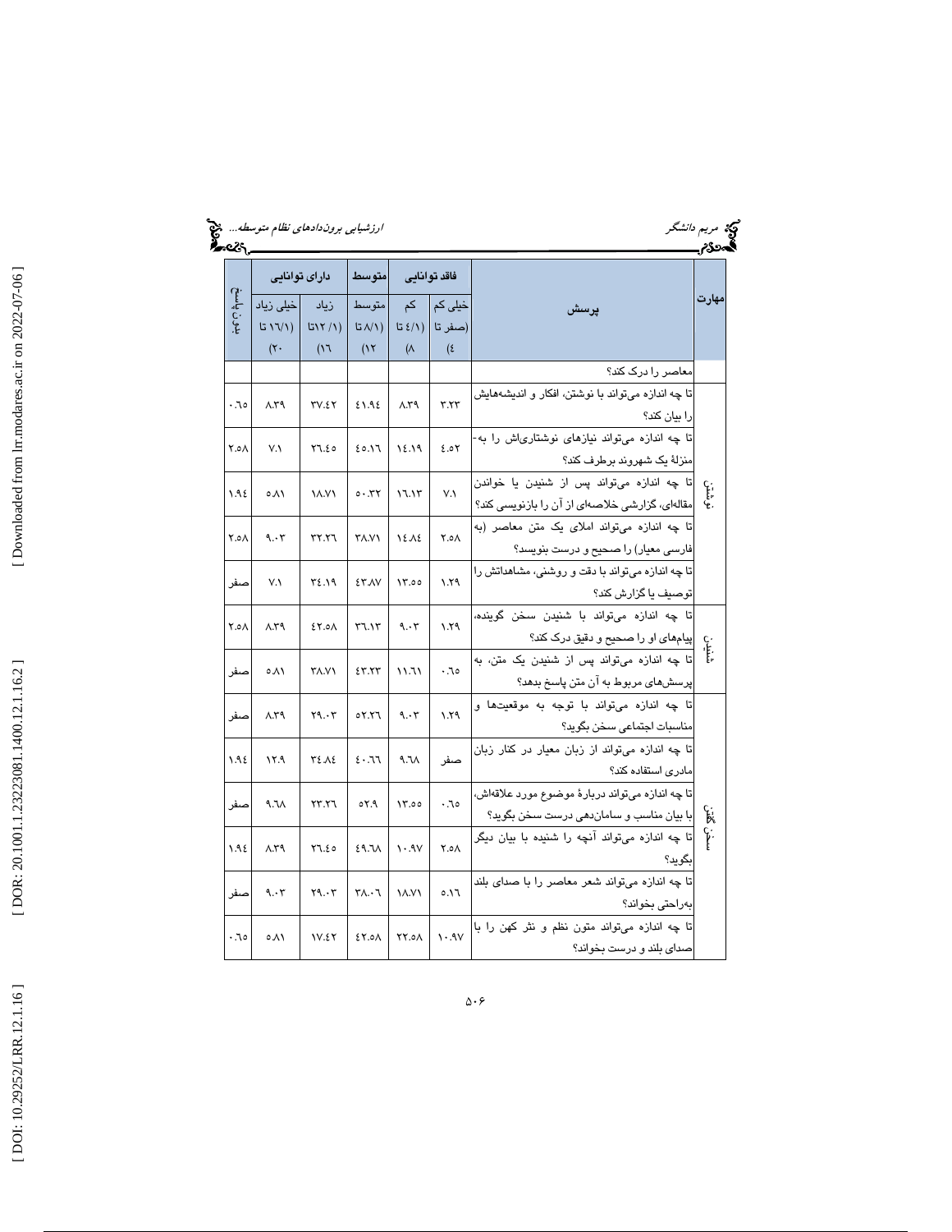| مهارت | پرسش | فاقد توانایی | | متوسط | دارای توانایی | | بدون پاسخ |
|---|---|---|---|---|---|---|---|
| | | خیلی کم (صفر تا ٤) | کم (٤/١ تا ٨) | متوسط (٨/١ تا ١٢) | زیاد (١٢/١تا ١٦) | خیلی زیاد (١٦/١ تا ٢٠) | |
| | معاصر را درک کند؟ | | | | | | |
| نوشتن | تا چه اندازه می‌تواند با نوشتن، افکار و اندیشه‌هایش را بیان کند؟ | ٣.٢٣ | ٨.٣٩ | ٤١.٩٤ | ٣٧.٤٢ | ٨.٣٩ | ٠.٦٥ |
| | تا چه اندازه می‌تواند نیازهای نوشتاری‌اش را به‌منزلهٔ یک شهروند برطرف کند؟ | ٤.٥٢ | ١٤.١٩ | ٤٥.١٦ | ٢٦.٤٥ | ٧.١ | ٢.٥٨ |
| | تا چه اندازه می‌تواند پس از شنیدن یا خواندن مقاله‌ای، گزارشی خلاصه‌ای از آن را بازنویسی کند؟ | ٧.١ | ١٦.١٣ | ٥٠.٣٢ | ١٨.٧١ | ٥.٨١ | ١.٩٤ |
| | تا چه اندازه می‌تواند املای یک متن معاصر (به فارسی معیار) را صحیح و درست بنویسد؟ | ٢.٥٨ | ١٤.٨٤ | ٣٨.٧١ | ٣٢.٢٦ | ٩.٠٣ | ٢.٥٨ |
| | تا چه اندازه می‌تواند با دقت و روشنی، مشاهداتش را توصیف یا گزارش کند؟ | ١.٢٩ | ١٣.٥٥ | ٤٣.٨٧ | ٣٤.١٩ | ٧.١ | صفر |
| شنیدن | تا چه اندازه می‌تواند با شنیدن سخن گوینده، پیام‌های او را صحیح و دقیق درک کند؟ | ١.٢٩ | ٩.٠٣ | ٣٦.١٣ | ٤٢.٥٨ | ٨.٣٩ | ٢.٥٨ |
| | تا چه اندازه می‌تواند پس از شنیدن یک متن، به پرسش‌های مربوط به آن متن پاسخ بدهد؟ | ٠.٦٥ | ١١.٦١ | ٤٣.٢٣ | ٣٨.٧١ | ٥.٨١ | صفر |
| سخن گفتن | تا چه اندازه می‌تواند با توجه به موقعیت‌ها و مناسبات اجتماعی سخن بگوید؟ | ١.٢٩ | ٩.٠٣ | ٥٢.٢٦ | ٢٩.٠٣ | ٨.٣٩ | صفر |
| | تا چه اندازه می‌تواند از زبان معیار در کنار زبان مادری استفاده کند؟ | صفر | ٩.٦٨ | ٤٠.٦٦ | ٣٤.٨٤ | ١٢.٩ | ١.٩٤ |
| | تا چه اندازه می‌تواند دربارهٔ موضوع مورد علاقه‌اش، با بیان مناسب و سامان‌دهی درست سخن بگوید؟ | ٠.٦٥ | ١٣.٥٥ | ٥٢.٩ | ٢٣.٢٦ | ٩.٦٨ | صفر |
| | تا چه اندازه می‌تواند آنچه را شنیده با بیان دیگر بگوید؟ | ٢.٥٨ | ١٠.٩٧ | ٤٩.٦٨ | ٢٦.٤٥ | ٨.٣٩ | ١.٩٤ |
| | تا چه اندازه می‌تواند شعر معاصر را با صدای بلند به‌راحتی بخواند؟ | ٥.١٦ | ١٨.٧١ | ٣٨.٠٦ | ٢٩.٠٣ | ٩.٠٣ | صفر |
| | تا چه اندازه می‌تواند متون نظم و نثر کهن را با صدای بلند و درست بخواند؟ | ١٠.٩٧ | ٢٢.٥٨ | ٤٢.٥٨ | ١٧.٤٢ | ٥.٨١ | ٠.٦٥ |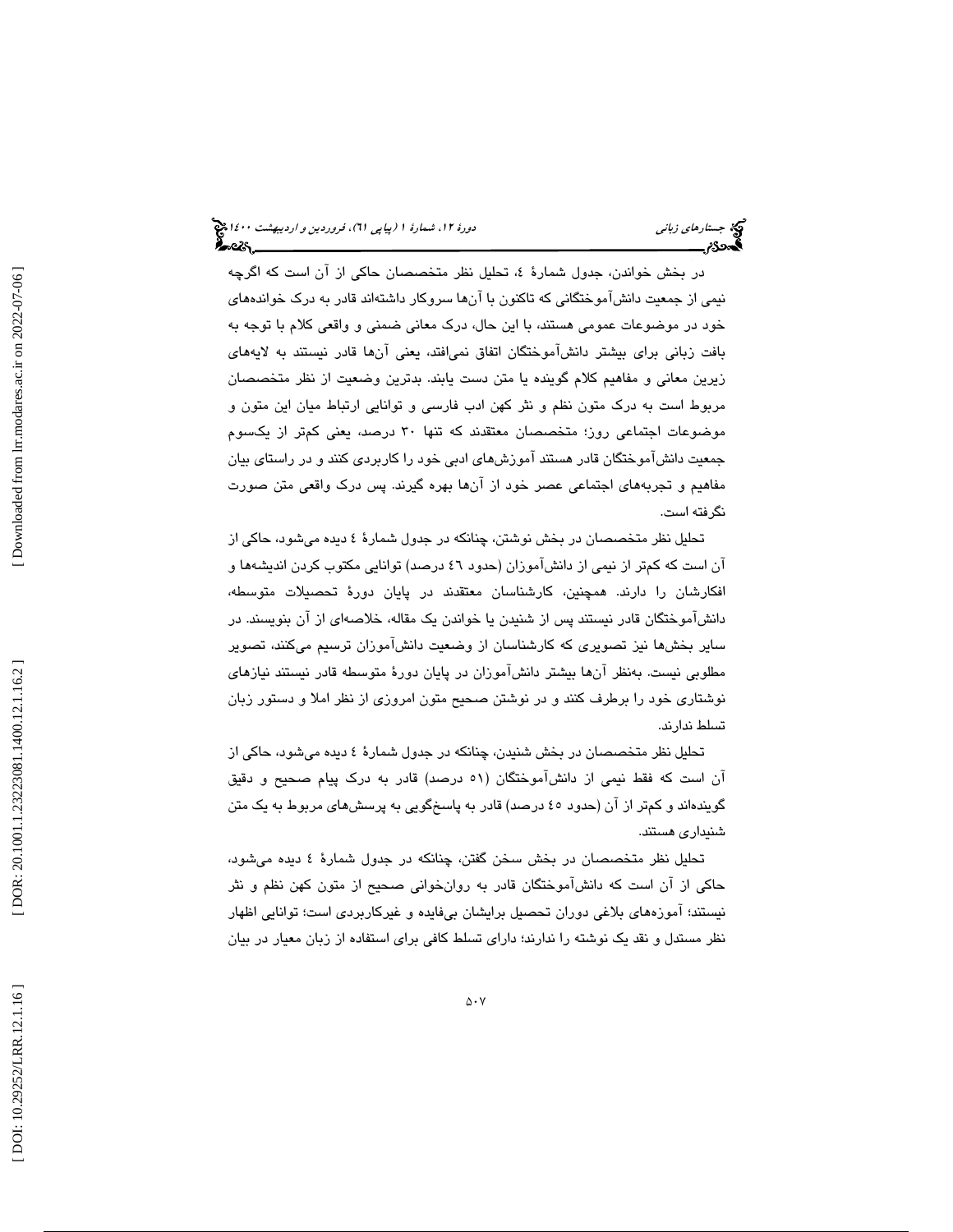در بخش خواندن، جدول شمارۀ ٤، تحلیل نظر متخصصان حاکی از آن است که اگرچه نیمی از جمعیت دانش‌آموختگانی که تاکنون با آن‌ها سروکار داشته‌اند قادر به درک خوانده‌های خود در موضوعات عمومی هستند، با این حال، درک معانی ضمنی و واقعی کلام با توجه به بافت زبانی برای بیشتر دانش‌آموختگان اتفاق نمی‌افتد، یعنی آن‌ها قادر نیستند به لایه‌های زیرین معانی و مفاهیم کلام گوینده یا متن دست یابند. بدترین وضعیت از نظر متخصصان مربوط است به درک متون نظم و نثر کهن ادب فارسی و توانایی ارتباط میان این متون و موضوعات اجتماعی روز؛ متخصصان معتقدند که تنها ۳۰ درصد، یعنی کمتر از یک‌سوم جمعیت دانش‌آموختگان قادر هستند آموزش‌های ادبی خود را کاربردی کنند و در راستای بیان مفاهیم و تجربه‌های اجتماعی عصر خود از آن‌ها بهره گیرند. پس درک واقعی متن صورت نگرفته است.

تحلیل نظر متخصصان در بخش نوشتن، چنانکه در جدول شمارۀ ٤ دیده می‌شود، حاکی از آن است که کم‌تر از نیمی از دانش‌آموزان (حدود ٤٦ درصد) توانایی مکتوب کردن اندیشه‌ها و افکارشان را دارند. همچنین، کارشناسان معتقدند در پایان دورۀ تحصیلات متوسطه، دانش‌آموختگان قادر نیستند پس از شنیدن یا خواندن یک مقاله، خلاصه‌ای از آن بنویسند. در سایر بخش‌ها نیز تصویری که کارشناسان از وضعیت دانش‌آموزان ترسیم می‌کنند، تصویر مطلوبی نیست. به‌نظر آن‌ها بیشتر دانش‌آموزان در پایان دورۀ متوسطه قادر نیستند نیازهای نوشتاری خود را برطرف کنند و در نوشتن صحیح متون امروزی از نظر املا و دستور زبان تسلط ندارند.

تحلیل نظر متخصصان در بخش شنیدن، چنانکه در جدول شمارۀ ٤ دیده می‌شود، حاکی از آن است که فقط نیمی از دانش‌آموختگان (٥١ درصد) قادر به درک پیام صحیح و دقیق گوینده‌اند و کم‌تر از آن (حدود ٤٥ درصد) قادر به پاسخ‌گویی به پرسش‌های مربوط به یک متن شنیداری هستند.

تحلیل نظر متخصصان در بخش سخن گفتن، چنانکه در جدول شمارۀ ٤ دیده می‌شود، حاکی از آن است که دانش‌آموختگان قادر به روان‌خوانی صحیح از متون کهن نظم و نثر نیستند؛ آموزه‌های بلاغی دوران تحصیل برایشان بی‌فایده و غیرکاربردی است؛ توانایی اظهار نظر مستدل و نقد یک نوشته را ندارند؛ دارای تسلط کافی برای استفاده از زبان معیار در بیان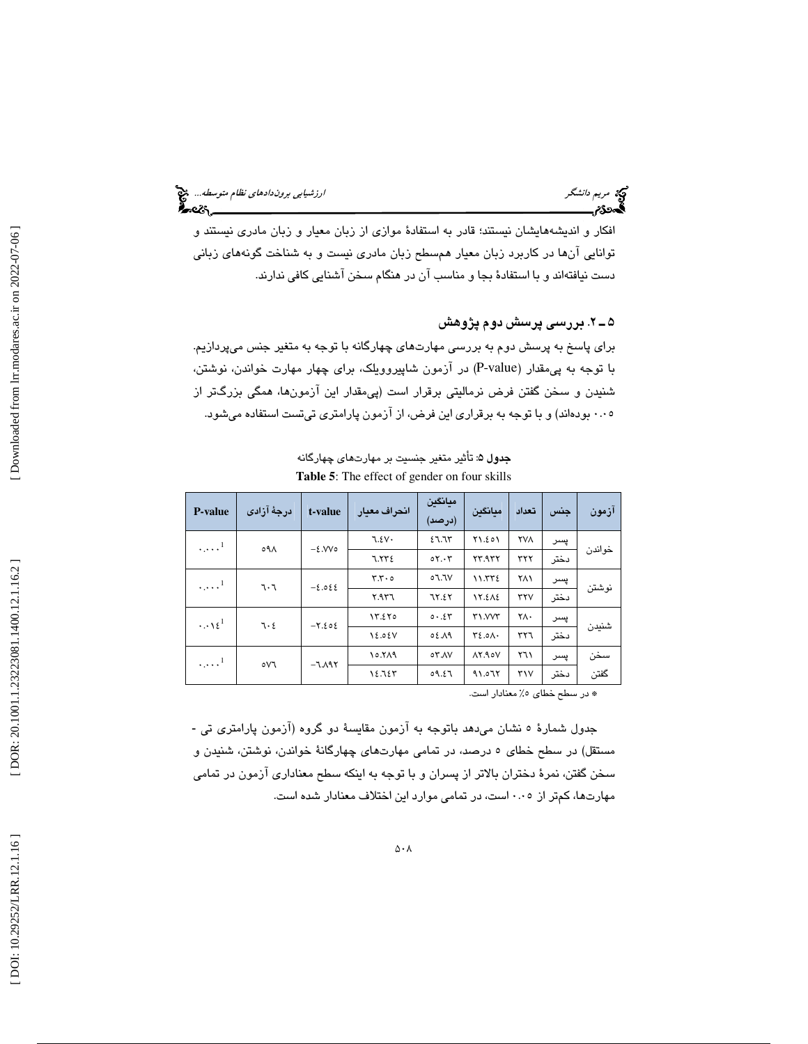افکار و اندیشه‌هایشان نیستند؛ قادر به استفادهٔ موازی از زبان معیار و زبان مادری نیستند و توانایی آن‌ها در کاربرد زبان معیار هم‌سطح زبان مادری نیست و به شناخت گونه‌های زبانی دست نیافته‌اند و با استفادهٔ بجا و مناسب آن در هنگام سخن آشنایی کافی ندارند.

### ۵ ـ ۲. بررسی پرسش دوم پژوهش

برای پاسخ به پرسش دوم به بررسی مهارت‌های چهارگانه با توجه به متغیر جنس می‌پردازیم. با توجه به پی‌مقدار (P-value) در آزمون شاپیروویلک، برای چهار مهارت خواندن، نوشتن، شنیدن و سخن گفتن فرض نرمالیتی برقرار است (پی‌مقدار این آزمون‌ها، همگی بزرگ‌تر از ۰.۰۵ بوده‌اند) و با توجه به برقراری این فرض، از آزمون پارامتری تی‌تست استفاده می‌شود.

**جدول ۵**: تأثیر متغیر جنسیت بر مهارت‌های چهارگانه

**Table 5**: The effect of gender on four skills

| آزمون | جنس | تعداد | میانگین | میانگین (درصد) | انحراف معیار | t-value | درجهٔ آزادی | P-value |
|---|---|---|---|---|---|---|---|---|
| خواندن | پسر | ۲۷۸ | ۲۱.۴۵۱ | ۴۶.۶۳ | ۶.۴۷۰ | -۴.۷۷۵ | ۵۹۸ | ۰.۰۰۰[1] |
| | دختر | ۳۲۲ | ۲۳.۹۳۲ | ۵۲.۰۳ | ۶.۲۳۴ | | | |
| نوشتن | پسر | ۲۸۱ | ۱۱.۳۳۴ | ۵۶.۶۷ | ۳.۳۰۵ | -۴.۵۴۴ | ۶۰۶ | ۰.۰۰۰[1] |
| | دختر | ۳۲۷ | ۱۲.۴۸۴ | ۶۲.۴۲ | ۲.۹۳۶ | | | |
| شنیدن | پسر | ۲۸۰ | ۳۱.۷۷۳ | ۵۰.۴۳ | ۱۳.۴۲۵ | -۲.۴۵۴ | ۶۰۴ | ۰.۰۱۴[1] |
| | دختر | ۳۲۶ | ۳۴.۵۸۰ | ۵۴.۸۹ | ۱۴.۵۴۷ | | | |
| سخن گفتن | پسر | ۲۶۱ | ۸۲.۹۵۷ | ۵۳.۸۷ | ۱۵.۲۸۹ | -۶.۸۹۲ | ۵۷۶ | ۰.۰۰۰[1] |
| | دختر | ۳۱۷ | ۹۱.۵۶۲ | ۵۹.۴۶ | ۱۴.۶۴۳ | | | |

* در سطح خطای ۵٪ معنادار است.

جدول شمارهٔ ۵ نشان می‌دهد باتوجه به آزمون مقایسهٔ دو گروه (آزمون پارامتری تی - مستقل) در سطح خطای ۵ درصد، در تمامی مهارت‌های چهارگانهٔ خواندن، نوشتن، شنیدن و سخن گفتن، نمرهٔ دختران بالاتر از پسران و با توجه به اینکه سطح معناداری آزمون در تمامی مهارت‌ها، کمتر از ۰.۰۵ است، در تمامی موارد این اختلاف معنادار شده است.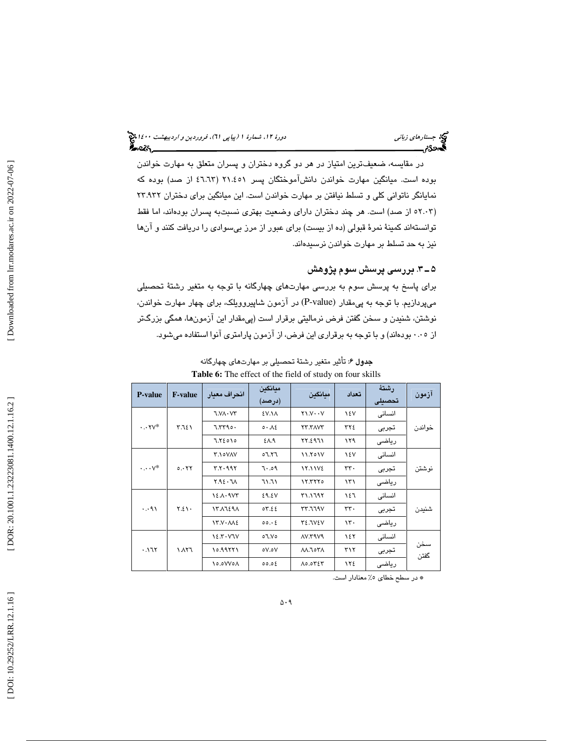در مقایسه، ضعیف‌ترین امتیاز در هر دو گروه دختران و پسران متعلق به مهارت خواندن بوده است. میانگین مهارت خواندن دانش‌آموختگان پسر ۲۱.۴۵۱ (۴۶.۶۳ از صد) بوده که نمایانگر ناتوانی کلی و تسلط نیافتن بر مهارت خواندن است. این میانگین برای دختران ۲۳.۹۳۲ (۵۲.۰۳ از صد) است. هر چند دختران دارای وضعیت بهتری نسبت‌به پسران بوده‌اند، اما فقط توانسته‌اند کمینهٔ نمرهٔ قبولی (ده از بیست) برای عبور از مرز بی‌سوادی را دریافت کنند و آن‌ها نیز به حد تسلط بر مهارت خواندن نرسیده‌اند.

## ۵ ـ ۳. بررسی پرسش سوم پژوهش

برای پاسخ به پرسش سوم به بررسی مهارت‌های چهارگانه با توجه به متغیر رشتهٔ تحصیلی می‌پردازیم. با توجه به پی‌مقدار (P-value) در آزمون شاپیروویلک، برای چهار مهارت خواندن، نوشتن، شنیدن و سخن گفتن فرض نرمالیتی برقرار است (پی‌مقدار این آزمون‌ها، همگی بزرگ‌تر از ۰.۰۵ بوده‌اند) و با توجه به برقراری این فرض، از آزمون پارامتری آنوا استفاده می‌شود.

**جدول ۶:** تأثیر متغیر رشتهٔ تحصیلی بر مهارت‌های چهارگانه

**Table 6:** The effect of the field of study on four skills

| آزمون | رشتهٔ تحصیلی | تعداد | میانگین | میانگین (درصد) | انحراف معیار | F-value | P-value |
|---|---|---|---|---|---|---|---|
| خواندن | انسانی | ۱۴۷ | ۲۱.۷۰۰۷ | ۴۷.۱۸ | ۶.۷۸۰۷۳ | ۳.۶۴۱ | *۰.۰۲۷ |
| | تجربی | ۳۲۴ | ۲۳.۳۸۷۳ | ۵۰.۸۴ | ۶.۳۳۹۵۰ | | |
| | ریاضی | ۱۲۹ | ۲۲.۴۹۶۱ | ۴۸.۹ | ۶.۲۴۵۱۵ | | |
| نوشتن | انسانی | ۱۴۷ | ۱۱.۲۵۱۷ | ۵۶.۲۶ | ۳.۱۵۷۸۷ | ۵.۰۲۲ | *۰.۰۰۷ |
| | تجربی | ۳۳۰ | ۱۲.۱۱۷۴ | ۶۰.۵۹ | ۳.۲۰۹۹۲ | | |
| | ریاضی | ۱۳۱ | ۱۲.۳۲۲۵ | ۶۱.۶۱ | ۲.۹۴۰۶۸ | | |
| شنیدن | انسانی | ۱۴۶ | ۳۱.۱۶۹۲ | ۴۹.۴۷ | ۱۴.۸۰۹۷۳ | ۲.۴۱۰ | ۰.۰۹۱ |
| | تجربی | ۳۳۰ | ۳۳.۶۶۹۷ | ۵۳.۴۴ | ۱۳.۸۶۴۹۸ | | |
| | ریاضی | ۱۳۰ | ۳۴.۶۷۴۷ | ۵۵.۰۴ | ۱۳.۷۰۸۸۴ | | |
| سخن گفتن | انسانی | ۱۴۲ | ۸۷.۳۹۷۹ | ۵۶.۷۵ | ۱۴.۳۰۷۶۷ | ۱.۸۲۶ | ۰.۱۶۲ |
| | تجربی | ۳۱۲ | ۸۸.۶۵۳۸ | ۵۷.۵۷ | ۱۵.۹۹۲۲۱ | | |
| | ریاضی | ۱۲۴ | ۸۵.۵۳۴۳ | ۵۵.۵۴ | ۱۵.۵۷۷۵۸ | | |

* در سطح خطای ۵٪ معنادار است.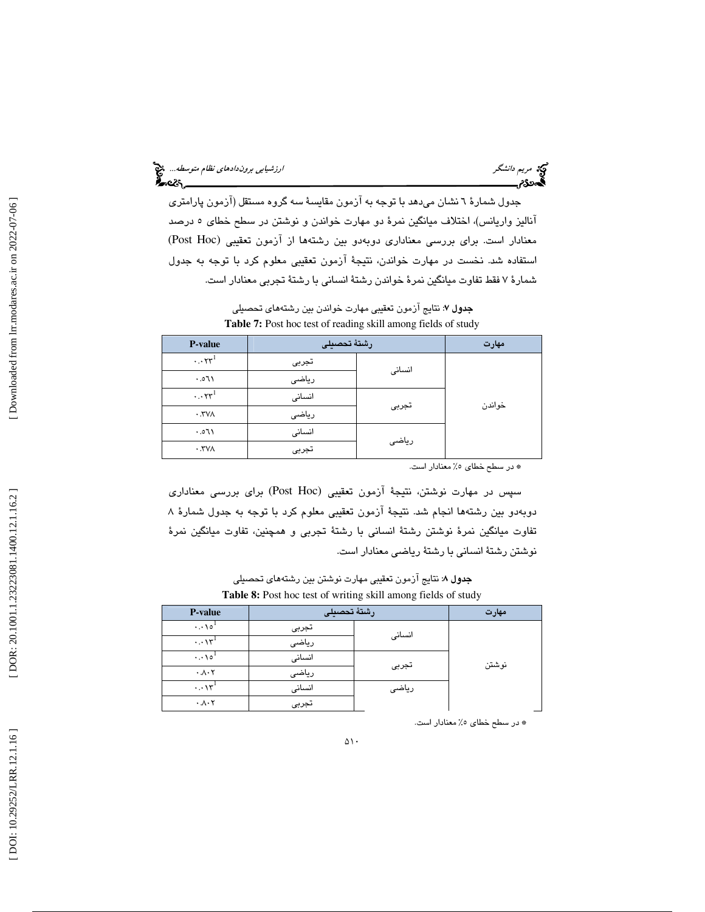جدول شمارهٔ ٦ نشان می‌دهد با توجه به آزمون مقایسهٔ سه گروه مستقل (آزمون پارامتری آنالیز واریانس)، اختلاف میانگین نمرهٔ دو مهارت خواندن و نوشتن در سطح خطای ٥ درصد معنادار است. برای بررسی معناداری دوبه‌دو بین رشته‌ها از آزمون تعقیبی (Post Hoc) استفاده شد. نخست در مهارت خواندن، نتیجهٔ آزمون تعقیبی معلوم کرد با توجه به جدول شمارهٔ ۷ فقط تفاوت میانگین نمرهٔ خواندن رشتهٔ انسانی با رشتهٔ تجربی معنادار است.

**جدول ۷**: نتایج آزمون تعقیبی مهارت خواندن بین رشته‌های تحصیلی

**Table 7:** Post hoc test of reading skill among fields of study

| مهارت | رشتهٔ تحصیلی | | P-value |
|---|---|---|---|
| خواندن | انسانی | تجربی | ۰.۰۲۳* |
| | | ریاضی | ۰.۵٦۱ |
| | تجربی | انسانی | ۰.۰۲۳* |
| | | ریاضی | ۰.۳۷۸ |
| | ریاضی | انسانی | ۰.۵٦۱ |
| | | تجربی | ۰.۳۷۸ |

* در سطح خطای ٥٪ معنادار است.

سپس در مهارت نوشتن، نتیجهٔ آزمون تعقیبی (Post Hoc) برای بررسی معناداری دوبه‌دو بین رشته‌ها انجام شد. نتیجهٔ آزمون تعقیبی معلوم کرد با توجه به جدول شمارهٔ ۸ تفاوت میانگین نمرهٔ نوشتن رشتهٔ انسانی با رشتهٔ تجربی و همچنین، تفاوت میانگین نمرهٔ نوشتن رشتهٔ انسانی با رشتهٔ ریاضی معنادار است.

**جدول ۸**: نتایج آزمون تعقیبی مهارت نوشتن بین رشته‌های تحصیلی

**Table 8:** Post hoc test of writing skill among fields of study

| مهارت | رشتهٔ تحصیلی | | P-value |
|---|---|---|---|
| نوشتن | انسانی | تجربی | ۰.۰۱۵* |
| | | ریاضی | ۰.۰۱۳* |
| | تجربی | انسانی | ۰.۰۱۵* |
| | | ریاضی | ۰.۸۰۲ |
| | ریاضی | انسانی | ۰.۰۱۳* |
| | | تجربی | ۰.۸۰۲ |

* در سطح خطای ٥٪ معنادار است.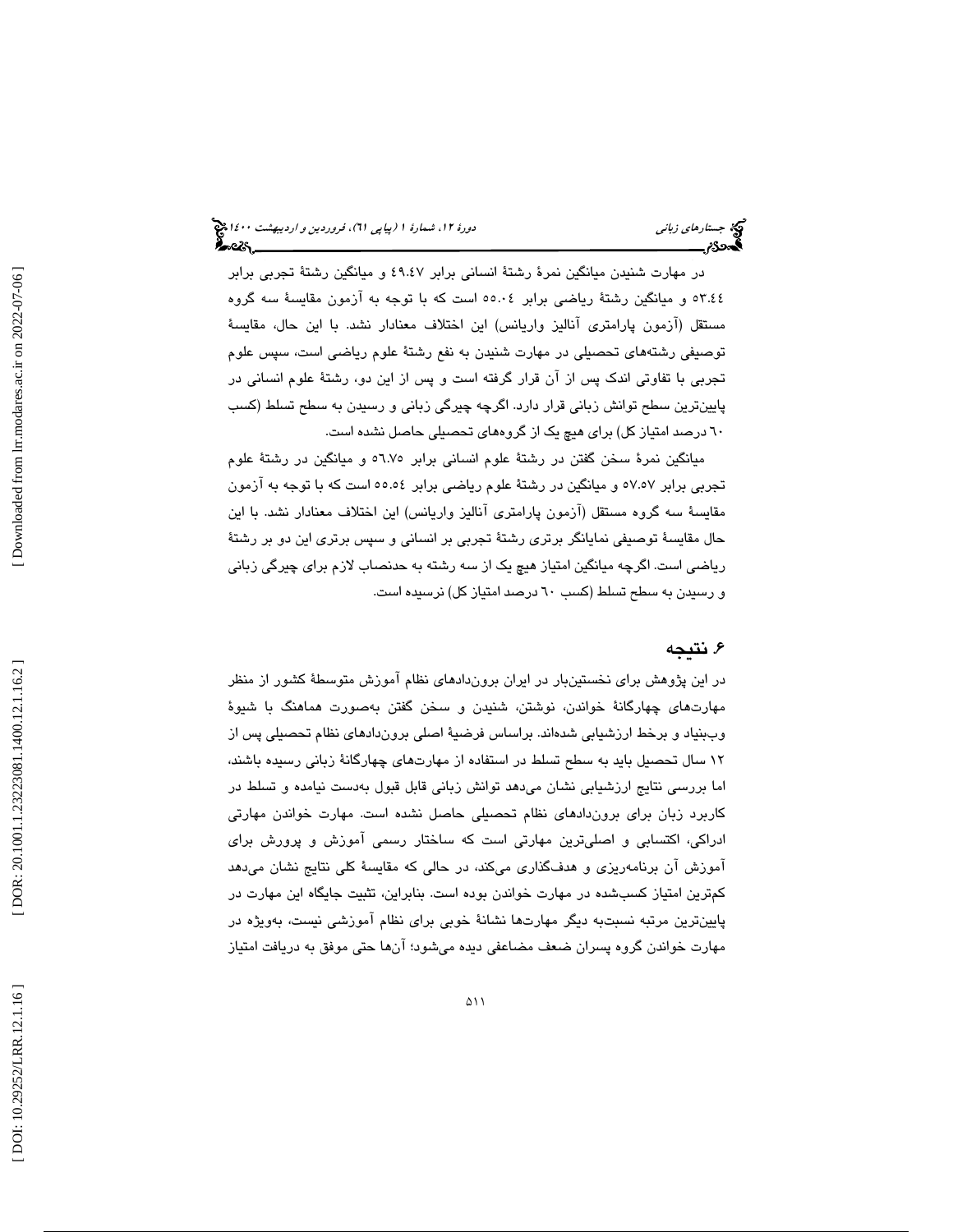در مهارت شنیدن میانگین نمرهٔ رشتهٔ انسانی برابر ۴۹.۴۷ و میانگین رشتهٔ تجربی برابر ۵۳.۴۴ و میانگین رشتهٔ ریاضی برابر ۵۵.۰۴ است که با توجه به آزمون مقایسهٔ سه گروه مستقل (آزمون پارامتری آنالیز واریانس) این اختلاف معنادار نشد. با این حال، مقایسهٔ توصیفی رشته‌های تحصیلی در مهارت شنیدن به نفع رشتهٔ علوم ریاضی است، سپس علوم تجربی با تفاوتی اندک پس از آن قرار گرفته است و پس از این دو، رشتهٔ علوم انسانی در پایین‌ترین سطح توانش زبانی قرار دارد. اگرچه چیرگی زبانی و رسیدن به سطح تسلط (کسب ۶۰ درصد امتیاز کل) برای هیچ یک از گروه‌های تحصیلی حاصل نشده است.

میانگین نمرهٔ سخن گفتن در رشتهٔ علوم انسانی برابر ۵۶.۷۵ و میانگین در رشتهٔ علوم تجربی برابر ۵۷.۵۷ و میانگین در رشتهٔ علوم ریاضی برابر ۵۵.۵۴ است که با توجه به آزمون مقایسهٔ سه گروه مستقل (آزمون پارامتری آنالیز واریانس) این اختلاف معنادار نشد. با این حال مقایسهٔ توصیفی نمایانگر برتری رشتهٔ تجربی بر انسانی و سپس برتری این دو بر رشتهٔ ریاضی است. اگرچه میانگین امتیاز هیچ یک از سه رشته به حدنصاب لازم برای چیرگی زبانی و رسیدن به سطح تسلط (کسب ۶۰ درصد امتیاز کل) نرسیده است.

## ۶. نتیجه

در این پژوهش برای نخستین‌بار در ایران برون‌دادهای نظام آموزش متوسطهٔ کشور از منظر مهارت‌های چهارگانهٔ خواندن، نوشتن، شنیدن و سخن گفتن به‌صورت هماهنگ با شیوهٔ وب‌بنیاد و برخط ارزشیابی شده‌اند. براساس فرضیهٔ اصلی برون‌دادهای نظام تحصیلی پس از ۱۲ سال تحصیل باید به سطح تسلط در استفاده از مهارت‌های چهارگانهٔ زبانی رسیده باشند، اما بررسی نتایج ارزشیابی نشان می‌دهد توانش زبانی قابل قبول به‌دست نیامده و تسلط در کاربرد زبان برای برون‌دادهای نظام تحصیلی حاصل نشده است. مهارت خواندن مهارتی ادراکی، اکتسابی و اصلی‌ترین مهارتی است که ساختار رسمی آموزش و پرورش برای آموزش آن برنامه‌ریزی و هدف‌گذاری می‌کند، در حالی که مقایسهٔ کلی نتایج نشان می‌دهد کم‌ترین امتیاز کسب‌شده در مهارت خواندن بوده است. بنابراین، تثبیت جایگاه این مهارت در پایین‌ترین مرتبه نسبت‌به دیگر مهارت‌ها نشانهٔ خوبی برای نظام آموزشی نیست، به‌ویژه در مهارت خواندن گروه پسران ضعف مضاعفی دیده می‌شود؛ آن‌ها حتی موفق به دریافت امتیاز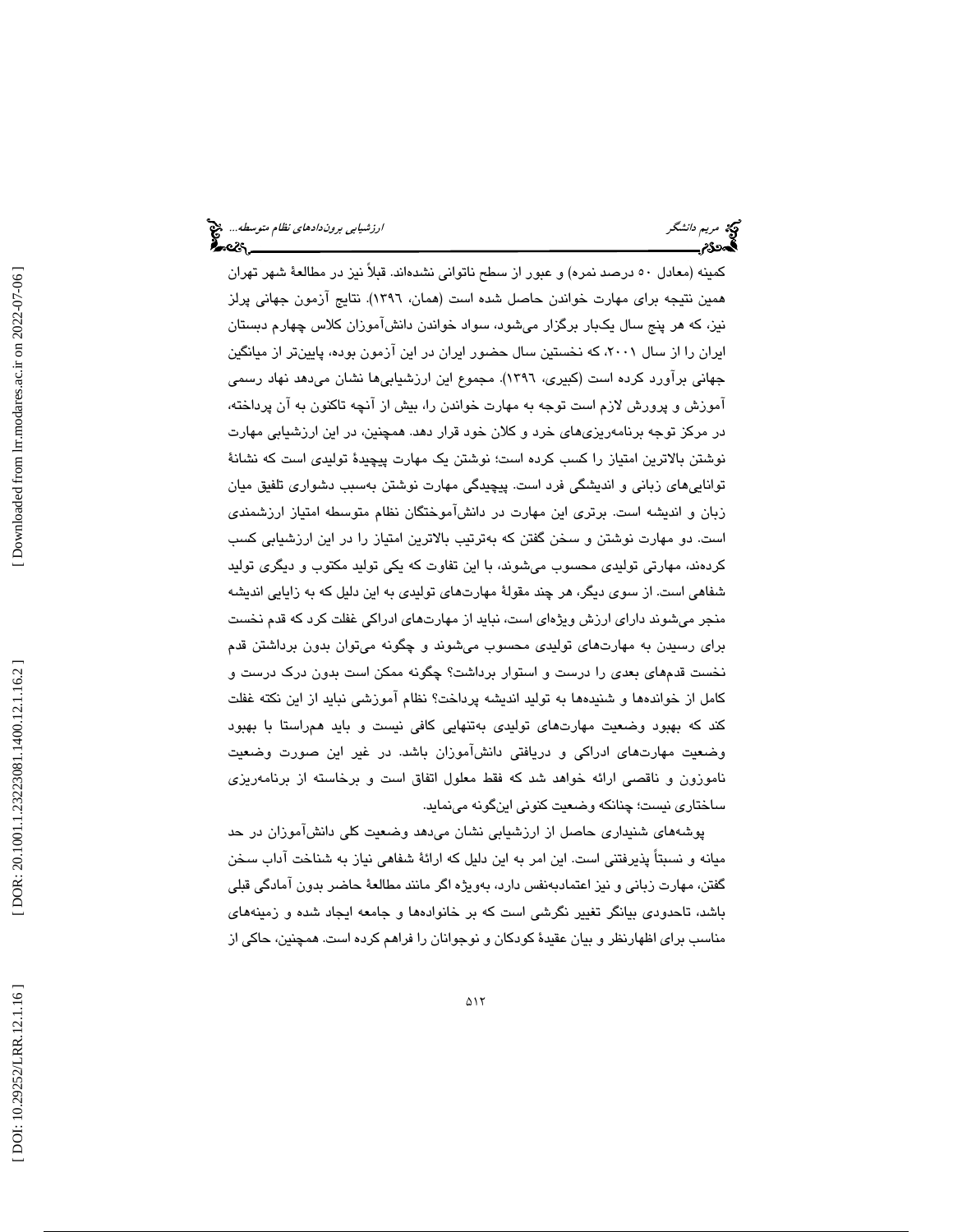کمینه (معادل ۵۰ درصد نمره) و عبور از سطح ناتوانی نشده‌اند. قبلاً نیز در مطالعهٔ شهر تهران همین نتیجه برای مهارت خواندن حاصل شده است (همان، ۱۳۹۶). نتایج آزمون جهانی پرلز نیز، که هر پنج سال یک‌بار برگزار می‌شود، سواد خواندن دانش‌آموزان کلاس چهارم دبستان ایران را از سال ۲۰۰۱، که نخستین سال حضور ایران در این آزمون بوده، پایین‌تر از میانگین جهانی برآورد کرده است (کبیری، ۱۳۹۶). مجموع این ارزشیابی‌ها نشان می‌دهد نهاد رسمی آموزش و پرورش لازم است توجه به مهارت خواندن را، بیش از آنچه تاکنون به آن پرداخته، در مرکز توجه برنامه‌ریزی‌های خرد و کلان خود قرار دهد. همچنین، در این ارزشیابی مهارت نوشتن بالاترین امتیاز را کسب کرده است؛ نوشتن یک مهارت پیچیدهٔ تولیدی است که نشانهٔ توانایی‌های زبانی و اندیشگی فرد است. پیچیدگی مهارت نوشتن به‌سبب دشواری تلفیق میان زبان و اندیشه است. برتری این مهارت در دانش‌آموختگان نظام متوسطه امتیاز ارزشمندی است. دو مهارت نوشتن و سخن گفتن که به‌ترتیب بالاترین امتیاز را در این ارزشیابی کسب کرده‌اند، مهارتی تولیدی محسوب می‌شوند، با این تفاوت که یکی تولید مکتوب و دیگری تولید شفاهی است. از سوی دیگر، هر چند مقولهٔ مهارت‌های تولیدی به این دلیل که به زایایی اندیشه منجر می‌شوند دارای ارزش ویژه‌ای است، نباید از مهارت‌های ادراکی غفلت کرد که قدم نخست برای رسیدن به مهارت‌های تولیدی محسوب می‌شوند و چگونه می‌توان بدون برداشتن قدم نخست قدم‌های بعدی را درست و استوار برداشت؟ چگونه ممکن است بدون درک درست و کامل از خوانده‌ها و شنیده‌ها به تولید اندیشه پرداخت؟ نظام آموزشی نباید از این نکته غفلت کند که بهبود وضعیت مهارت‌های تولیدی به‌تنهایی کافی نیست و باید هم‌راستا با بهبود وضعیت مهارت‌های ادراکی و دریافتی دانش‌آموزان باشد. در غیر این صورت وضعیت ناموزون و ناقصی ارائه خواهد شد که فقط معلول اتفاق است و برخاسته از برنامه‌ریزی ساختاری نیست؛ چنانکه وضعیت کنونی این‌گونه می‌نماید.

پوشه‌های شنیداری حاصل از ارزشیابی نشان می‌دهد وضعیت کلی دانش‌آموزان در حد میانه و نسبتاً پذیرفتنی است. این امر به این دلیل که ارائهٔ شفاهی نیاز به شناخت آداب سخن گفتن، مهارت زبانی و نیز اعتمادبه‌نفس دارد، به‌ویژه اگر مانند مطالعهٔ حاضر بدون آمادگی قبلی باشد، تاحدودی بیانگر تغییر نگرشی است که بر خانواده‌ها و جامعه ایجاد شده و زمینه‌های مناسب برای اظهارنظر و بیان عقیدهٔ کودکان و نوجوانان را فراهم کرده است. همچنین، حاکی از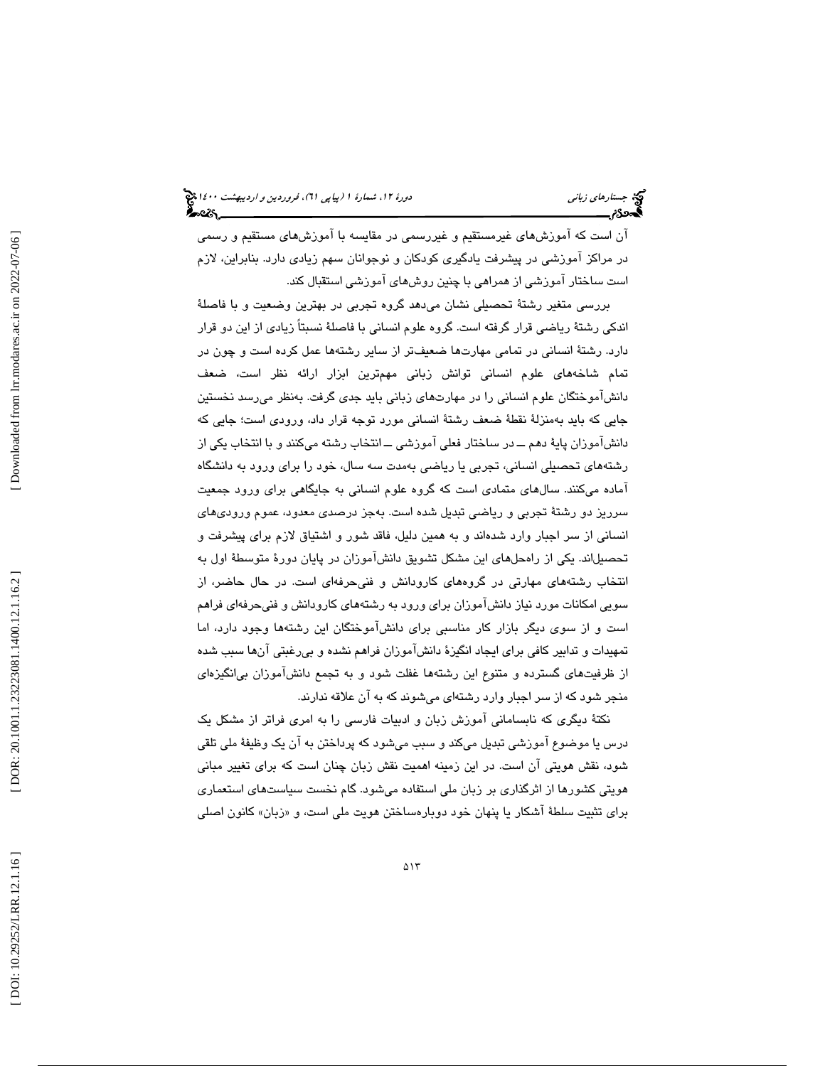آن است که آموزش‌های غیرمستقیم و غیررسمی در مقایسه با آموزش‌های مستقیم و رسمی در مراکز آموزشی در پیشرفت یادگیری کودکان و نوجوانان سهم زیادی دارد. بنابراین، لازم است ساختار آموزشی از همراهی با چنین روش‌های آموزشی استقبال کند.

بررسی متغیر رشتهٔ تحصیلی نشان می‌دهد گروه تجربی در بهترین وضعیت و با فاصلهٔ اندکی رشتهٔ ریاضی قرار گرفته است. گروه علوم انسانی با فاصلهٔ نسبتاً زیادی از این دو قرار دارد. رشتهٔ انسانی در تمامی مهارت‌ها ضعیف‌تر از سایر رشته‌ها عمل کرده است و چون در تمام شاخه‌های علوم انسانی توانش زبانی مهم‌ترین ابزار ارائه نظر است، ضعف دانش‌آموختگان علوم انسانی را در مهارت‌های زبانی باید جدی گرفت. به‌نظر می‌رسد نخستین جایی که باید به‌منزلهٔ نقطهٔ ضعف رشتهٔ انسانی مورد توجه قرار داد، ورودی است؛ جایی که دانش‌آموزان پایهٔ دهم ــ در ساختار فعلی آموزشی ــ انتخاب رشته می‌کنند و با انتخاب یکی از رشته‌های تحصیلی انسانی، تجربی یا ریاضی به‌مدت سه سال، خود را برای ورود به دانشگاه آماده می‌کنند. سال‌های متمادی است که گروه علوم انسانی به جایگاهی برای ورود جمعیت سرریز دو رشتهٔ تجربی و ریاضی تبدیل شده است. به‌جز درصدی معدود، عموم ورودی‌های انسانی از سر اجبار وارد شده‌اند و به همین دلیل، فاقد شور و اشتیاق لازم برای پیشرفت و تحصیل‌اند. یکی از راه‌حل‌های این مشکل تشویق دانش‌آموزان در پایان دورهٔ متوسطهٔ اول به انتخاب رشته‌های مهارتی در گروه‌های کارودانش و فنی‌حرفه‌ای است. در حال حاضر، از سویی امکانات مورد نیاز دانش‌آموزان برای ورود به رشته‌های کارودانش و فنی‌حرفه‌ای فراهم است و از سوی دیگر بازار کار مناسبی برای دانش‌آموختگان این رشته‌ها وجود دارد، اما تمهیدات و تدابیر کافی برای ایجاد انگیزهٔ دانش‌آموزان فراهم نشده و بی‌رغبتی آن‌ها سبب شده از ظرفیت‌های گسترده و متنوع این رشته‌ها غفلت شود و به تجمع دانش‌آموزان بی‌انگیزه‌ای منجر شود که از سر اجبار وارد رشته‌ای می‌شوند که به آن علاقه ندارند.

نکتهٔ دیگری که نابسامانی آموزش زبان و ادبیات فارسی را به امری فراتر از مشکل یک درس یا موضوع آموزشی تبدیل می‌کند و سبب می‌شود که پرداختن به آن یک وظیفهٔ ملی تلقی شود، نقش هویتی آن است. در این زمینه اهمیت نقش زبان چنان است که برای تغییر مبانی هویتی کشورها از اثرگذاری بر زبان ملی استفاده می‌شود. گام نخست سیاست‌های استعماری برای تثبیت سلطهٔ آشکار یا پنهان خود دوباره‌ساختن هویت ملی است، و «زبان» کانون اصلی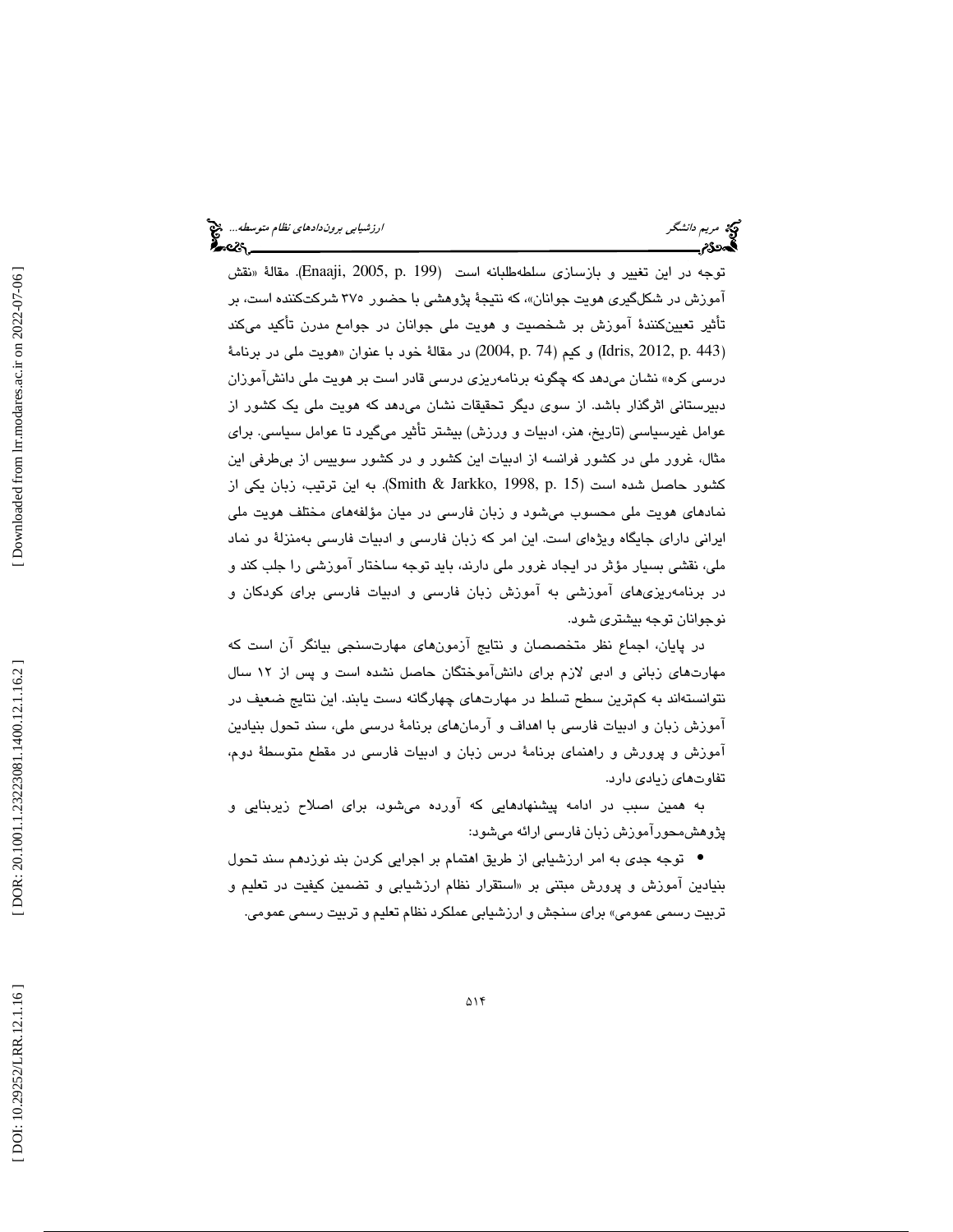توجه در این تغییر و بازسازی سلطه‌طلبانه است (Enaaji, 2005, p. 199). مقالهٔ «نقش آموزش در شکل‌گیری هویت جوانان»، که نتیجهٔ پژوهشی با حضور ۳۷۵ شرکت‌کننده است، بر تأثیر تعیین‌کنندهٔ آموزش بر شخصیت و هویت ملی جوانان در جوامع مدرن تأکید می‌کند (Idris, 2012, p. 443) و کیم (2004, p. 74) در مقالهٔ خود با عنوان «هویت ملی در برنامهٔ درسی کره» نشان می‌دهد که چگونه برنامه‌ریزی درسی قادر است بر هویت ملی دانش‌آموزان دبیرستانی اثرگذار باشد. از سوی دیگر تحقیقات نشان می‌دهد که هویت ملی یک کشور از عوامل غیرسیاسی (تاریخ، هنر، ادبیات و ورزش) بیشتر تأثیر می‌گیرد تا عوامل سیاسی. برای مثال، غرور ملی در کشور فرانسه از ادبیات این کشور و در کشور سوییس از بی‌طرفی این کشور حاصل شده است (Smith & Jarkko, 1998, p. 15). به این ترتیب، زبان یکی از نمادهای هویت ملی محسوب می‌شود و زبان فارسی در میان مؤلفه‌های مختلف هویت ملی ایرانی دارای جایگاه ویژه‌ای است. این امر که زبان فارسی و ادبیات فارسی به‌منزلهٔ دو نماد ملی، نقشی بسیار مؤثر در ایجاد غرور ملی دارند، باید توجه ساختار آموزشی را جلب کند و در برنامه‌ریزی‌های آموزشی به آموزش زبان فارسی و ادبیات فارسی برای کودکان و نوجوانان توجه بیشتری شود.

در پایان، اجماع نظر متخصصان و نتایج آزمون‌های مهارت‌سنجی بیانگر آن است که مهارت‌های زبانی و ادبی لازم برای دانش‌آموختگان حاصل نشده است و پس از ۱۲ سال نتوانسته‌اند به کم‌ترین سطح تسلط در مهارت‌های چهارگانه دست یابند. این نتایج ضعیف در آموزش زبان و ادبیات فارسی با اهداف و آرمان‌های برنامهٔ درسی ملی، سند تحول بنیادین آموزش و پرورش و راهنمای برنامهٔ درس زبان و ادبیات فارسی در مقطع متوسطهٔ دوم، تفاوت‌های زیادی دارد.

به همین سبب در ادامه پیشنهادهایی که آورده می‌شود، برای اصلاح زیربنایی و پژوهش‌محورآموزش زبان فارسی ارائه می‌شود:

- توجه جدی به امر ارزشیابی از طریق اهتمام بر اجرایی کردن بند نوزدهم سند تحول بنیادین آموزش و پرورش مبتنی بر «استقرار نظام ارزشیابی و تضمین کیفیت در تعلیم و تربیت رسمی عمومی» برای سنجش و ارزشیابی عملکرد نظام تعلیم و تربیت رسمی عمومی.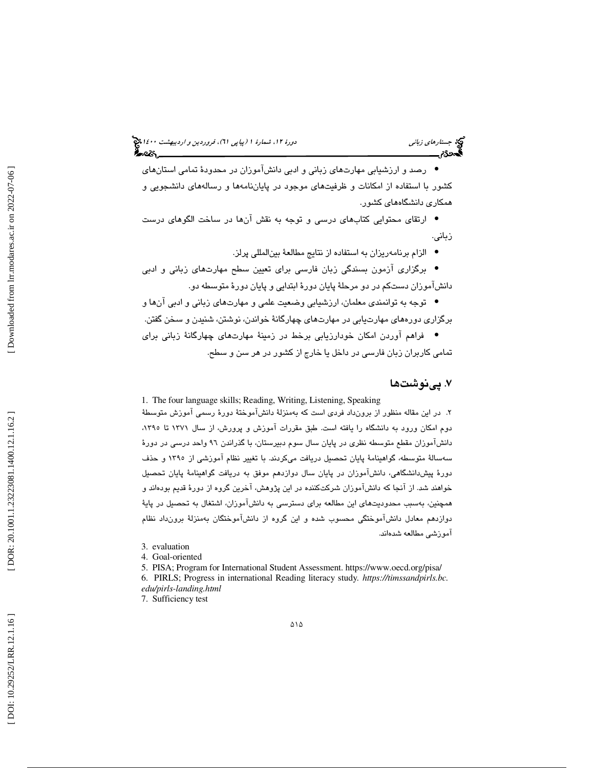- رصد و ارزشیابی مهارت‌های زبانی و ادبی دانش‌آموزان در محدودۀ تمامی استان‌های کشور با استفاده از امکانات و ظرفیت‌های موجود در پایان‌نامه‌ها و رساله‌های دانشجویی و همکاری دانشگاه‌های کشور.
- ارتقای محتوایی کتاب‌های درسی و توجه به نقش آن‌ها در ساخت الگوهای درست زبانی.
- الزام برنامه‌ریزان به استفاده از نتایج مطالعۀ بین‌المللی پرلز.
- برگزاری آزمون بسندگی زبان فارسی برای تعیین سطح مهارت‌های زبانی و ادبی دانش‌آموزان دست‌کم در دو مرحلۀ پایان دورۀ ابتدایی و پایان دورۀ متوسطه دو.
- توجه به توانمندی معلمان، ارزشیابی وضعیت علمی و مهارت‌های زبانی و ادبی آن‌ها و برگزاری دوره‌های مهارت‌یابی در مهارت‌های چهارگانۀ خواندن، نوشتن، شنیدن و سخن گفتن.
- فراهم آوردن امکان خودارزیابی برخط در زمینۀ مهارت‌های چهارگانۀ زبانی برای تمامی کاربران زبان فارسی در داخل یا خارج از کشور در هر سن و سطح.

## ۷. پی‌نوشت‌ها

1. The four language skills; Reading, Writing, Listening, Speaking

۲. در این مقاله منظور از برون‌داد فردی است که به‌منزلۀ دانش‌آموختۀ دورۀ رسمی آموزش متوسطۀ دوم امکان ورود به دانشگاه را یافته است. طبق مقررات آموزش و پرورش، از سال ۱۳۷۱ تا ۱۳۹۵، دانش‌آموزان مقطع متوسطه نظری در پایان سال سوم دبیرستان، با گذراندن ۹۶ واحد درسی در دورۀ سه‌سالۀ متوسطه، گواهینامۀ پایان تحصیل دریافت می‌کردند. با تغییر نظام آموزشی از ۱۳۹۵ و حذف دورۀ پیش‌دانشگاهی، دانش‌آموزان در پایان سال دوازدهم موفق به دریافت گواهینامۀ پایان تحصیل خواهند شد. از آنجا که دانش‌آموزان شرکت‌کننده در این پژوهش، آخرین گروه از دورۀ قدیم بوده‌اند و همچنین، به‌سبب محدودیت‌های این مطالعه برای دسترسی به دانش‌آموزان، اشتغال به تحصیل در پایۀ دوازدهم معادل دانش‌آموختگی محسوب شده و این گروه از دانش‌آموختگان به‌منزلۀ برون‌داد نظام آموزشی مطالعه شده‌اند.

3. evaluation
4. Goal-oriented
5. PISA; Program for International Student Assessment. https://www.oecd.org/pisa/
6. PIRLS; Progress in international Reading literacy study. *https://timssandpirls.bc.edu/pirls-landing.html*
7. Sufficiency test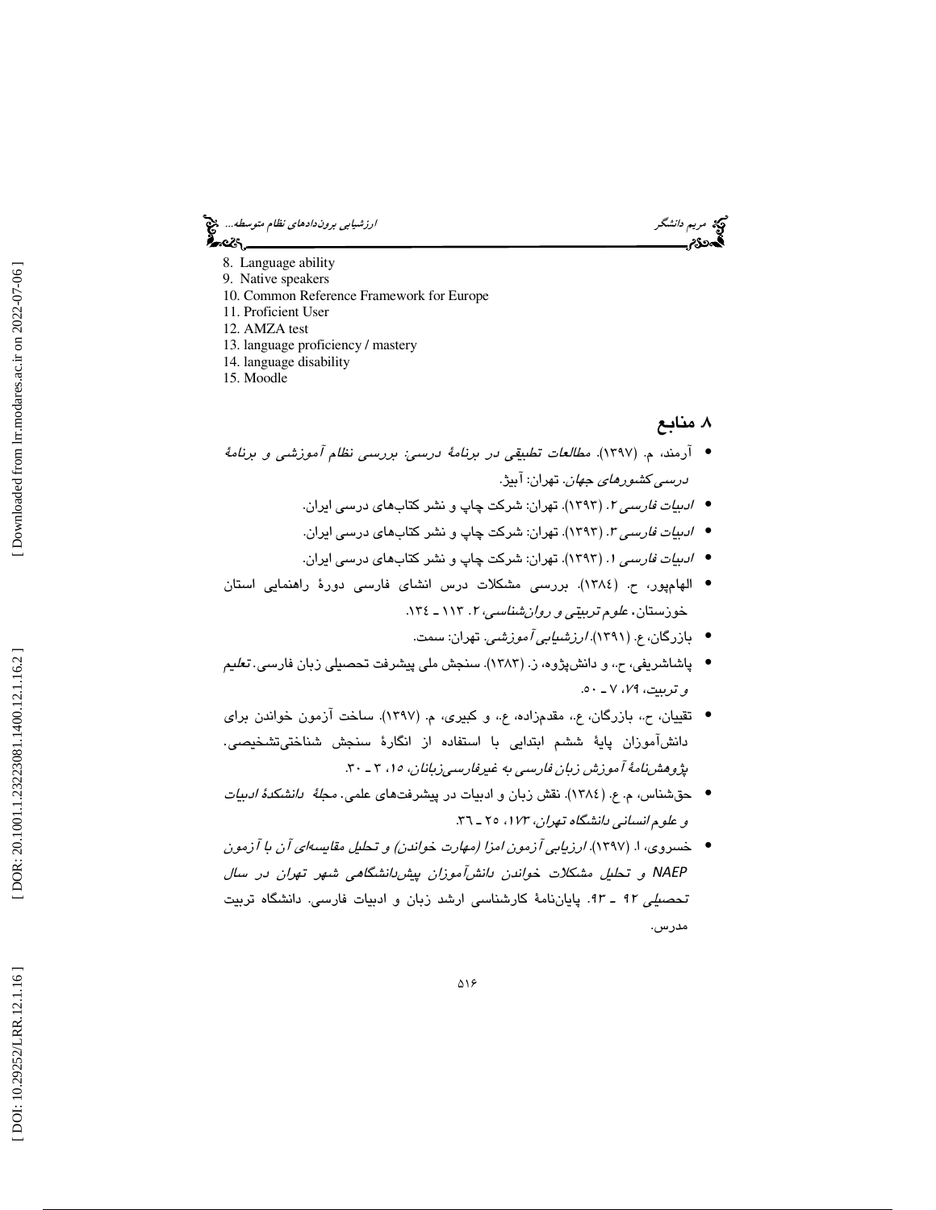8. Language ability
9. Native speakers
10. Common Reference Framework for Europe
11. Proficient User
12. AMZA test
13. language proficiency / mastery
14. language disability
15. Moodle

## ۸ منابع

- آرمند، م. (۱۳۹۷). *مطالعات تطبیقی در برنامهٔ درسی: بررسی نظام آموزشی و برنامهٔ درسی کشورهای جهان*. تهران: آییژ.
- *ادبیات فارسی ۲*. (۱۳۹۳). تهران: شرکت چاپ و نشر کتاب‌های درسی ایران.
- *ادبیات فارسی ۳*. (۱۳۹۳). تهران: شرکت چاپ و نشر کتاب‌های درسی ایران.
- *ادبیات فارسی ۱*. (۱۳۹۳). تهران: شرکت چاپ و نشر کتاب‌های درسی ایران.
- الهام‌پور، ح. (۱۳۸٤). بررسی مشکلات درس انشای فارسی دورهٔ راهنمایی استان خوزستان. *علوم تربیتی و روان‌شناسی*، ۲. ۱۱۳ ـ ۱۳٤.
- بازرگان، ع. (۱۳۹۱). *ارزشیابی آموزشی*. تهران: سمت.
- پاشاشریفی، ح.، و دانش‌پژوه، ز. (۱۳۸۳). سنجش ملی پیشرفت تحصیلی زبان فارسی. *تعلیم و تربیت*، *۷۹*، ۷ ـ ۵۰.
- تقییان، ح.، بازرگان، ع.، مقدم‌زاده، ع.، و کبیری، م. (۱۳۹۷). ساخت آزمون خواندن برای دانش‌آموزان پایهٔ ششم ابتدایی با استفاده از انگارهٔ سنجش شناختی‌تشخیصی. *پژوهش‌نامهٔ آموزش زبان فارسی به غیرفارسی‌زبانان*، *۱۵*، ۳ ـ ۳۰.
- حق‌شناس، م. ع. (۱۳۸٤). نقش زبان و ادبیات در پیشرفت‌های علمی. *مجلهٔ دانشکدهٔ ادبیات و علوم انسانی دانشگاه تهران*، *۱۷۳*، ۲۵ ـ ۳٦.
- خسروی، ا. (۱۳۹۷). *ارزیابی آزمون امزا (مهارت خواندن) و تحلیل مقایسه‌ای آن با آزمون NAEP و تحلیل مشکلات خواندن دانش‌آموزان پیش‌دانشگاهی شهر تهران در سال تحصیلی ۹۲ ـ ۹۳*. پایان‌نامهٔ کارشناسی ارشد زبان و ادبیات فارسی. دانشگاه تربیت مدرس.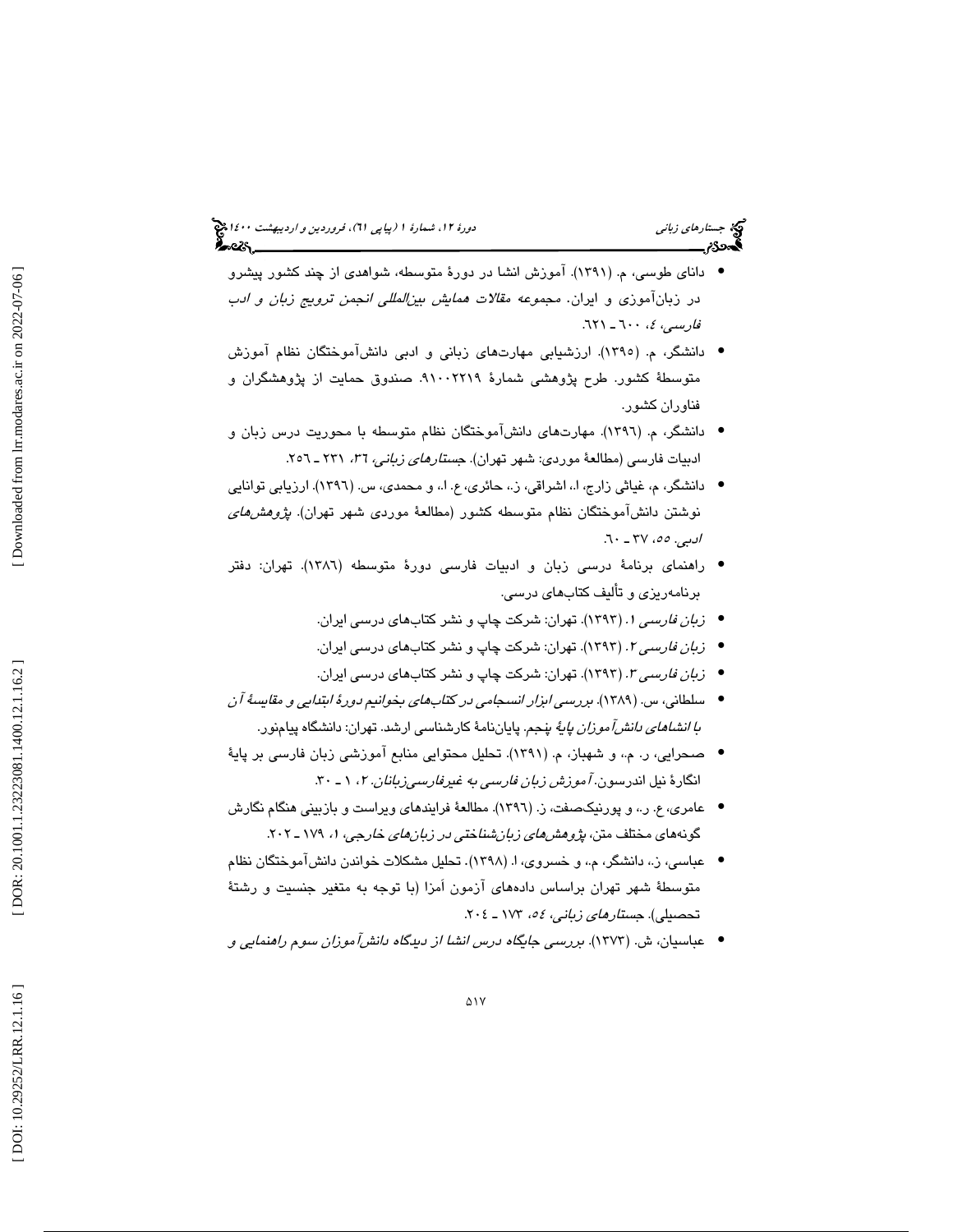- دانای طوسی، م. (۱۳۹۱). آموزش انشا در دورهٔ متوسطه، شواهدی از چند کشور پیشرو در زبان‌آموزی و ایران. *مجموعه مقالات همایش بین‌المللی انجمن ترویج زبان و ادب فارسی، ٤*، ٦٠٠ ـ ٦٢١.
- دانشگر، م. (۱۳۹۵). ارزشیابی مهارت‌های زبانی و ادبی دانش‌آموختگان نظام آموزش متوسطهٔ کشور. طرح پژوهشی شمارهٔ ۹۱۰۰۲۲۱۹. صندوق حمایت از پژوهشگران و فناوران کشور.
- دانشگر، م. (۱۳۹٦). مهارت‌های دانش‌آموختگان نظام متوسطه با محوریت درس زبان و ادبیات فارسی (مطالعهٔ موردی: شهر تهران). *جستارهای زبانی، ٣٦*، ٢٣١ ـ ٢٥٦.
- دانشگر، م، غیاثی زارچ، ا.، اشراقی، ز.، حائری، ع. ا.، و محمدی، س. (۱۳۹٦). ارزیابی توانایی نوشتن دانش‌آموختگان نظام متوسطه کشور (مطالعهٔ موردی شهر تهران). *پژوهش‌های ادبی. ٥٥*، ٣٧ ـ ٦٠.
- راهنمای برنامهٔ درسی زبان و ادبیات فارسی دورهٔ متوسطه (۱۳۸٦). تهران: دفتر برنامه‌ریزی و تألیف کتاب‌های درسی.
- *زبان فارسی ۱*. (۱۳۹۳). تهران: شرکت چاپ و نشر کتاب‌های درسی ایران.
- *زبان فارسی ۲*. (۱۳۹۳). تهران: شرکت چاپ و نشر کتاب‌های درسی ایران.
- *زبان فارسی ۳*. (۱۳۹۳). تهران: شرکت چاپ و نشر کتاب‌های درسی ایران.
- سلطانی، س. (۱۳۸۹). *بررسی ابزار انسجامی در کتاب‌های بخوانیم دورهٔ ابتدایی و مقایسهٔ آن با انشاهای دانش‌آموزان پایهٔ پنجم*. پایان‌نامهٔ کارشناسی ارشد. تهران: دانشگاه پیام‌نور.
- صحرایی، ر. م.، و شهباز، م. (۱۳۹۱). تحلیل محتوایی منابع آموزشی زبان فارسی بر پایهٔ انگارهٔ نیل اندرسون. *آموزش زبان فارسی به غیرفارسی‌زبانان. ۲*، ۱ ـ ۳۰.
- عامری، ع. ر.، و پورنیک‌صفت، ز. (۱۳۹٦). مطالعهٔ فرایندهای ویراست و بازبینی هنگام نگارش گونه‌های مختلف متن، *پژوهش‌های زبان‌شناختی در زبان‌های خارجی، ۱*، ۱۷۹ ـ ۲۰۲.
- عباسی، ز.، دانشگر، م.، و خسروی، ا. (۱۳۹۸). تحلیل مشکلات خواندن دانش‌آموختگان نظام متوسطهٔ شهر تهران براساس داده‌های آزمون آمزا (با توجه به متغیر جنسیت و رشتهٔ تحصیلی). *جستارهای زبانی، ٥٤*، ۱۷۳ ـ ۲۰٤.
- عباسیان، ش. (۱۳۷۳). *بررسی جایگاه درس انشا از دیدگاه دانش‌آموزان سوم راهنمایی و*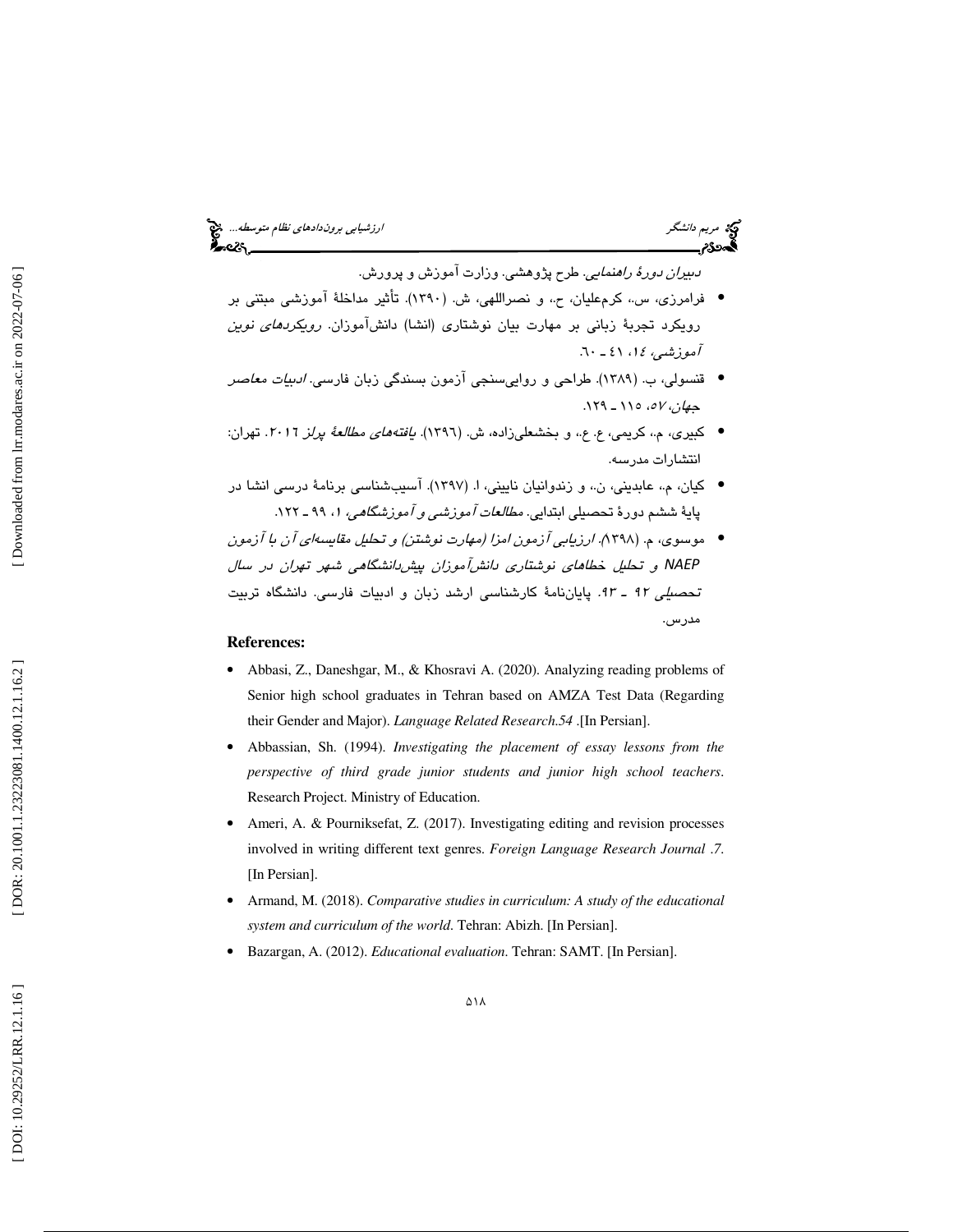*دبیران دورهٔ راهنمایی*. طرح پژوهشی. وزارت آموزش و پرورش.

- فرامرزی، س.، کرم‌علیان، ح.، و نصراللهی، ش. (۱۳۹۰). تأثیر مداخلهٔ آموزشی مبتنی بر رویکرد تجربهٔ زبانی بر مهارت بیان نوشتاری (انشا) دانش‌آموزان. *رویکردهای نوین آموزشی*، ۱٤، ٤١ ـ ٦٠.
- قنسولی، ب. (۱۳۸۹). طراحی و روایی‌سنجی آزمون بسندگی زبان فارسی. *ادبیات معاصر جهان*، ٥٧، ١١٥ ـ ١٢٩.
- کبیری، م.، کریمی، ع. ع.، و بخشعلی‌زاده، ش. (١٣٩٦). *یافته‌های مطالعهٔ پرلز ٢٠١٦*. تهران: انتشارات مدرسه.
- کیان، م.، عابدینی، ن.، و زندوانیان نایینی، ا. (۱۳۹۷). آسیب‌شناسی برنامهٔ درسی انشا در پایهٔ ششم دورهٔ تحصیلی ابتدایی. *مطالعات آموزشی و آموزشگاهی*، ١، ٩٩ ـ ١٢٢.
- موسوی، م. (۱۳۹۸). *ارزیابی آزمون امزا (مهارت نوشتن) و تحلیل مقایسه‌ای آن با آزمون NAEP و تحلیل خطاهای نوشتاری دانش‌آموزان پیش‌دانشگاهی شهر تهران در سال تحصیلی ۹۲ ـ ۹۳*. پایان‌نامهٔ کارشناسی ارشد زبان و ادبیات فارسی. دانشگاه تربیت مدرس.

**References:**

- Abbasi, Z., Daneshgar, M., & Khosravi A. (2020). Analyzing reading problems of Senior high school graduates in Tehran based on AMZA Test Data (Regarding their Gender and Major). *Language Related Research.54* .[In Persian].
- Abbassian, Sh. (1994). *Investigating the placement of essay lessons from the perspective of third grade junior students and junior high school teachers*. Research Project. Ministry of Education.
- Ameri, A. & Pourniksefat, Z. (2017). Investigating editing and revision processes involved in writing different text genres. *Foreign Language Research Journal .7*. [In Persian].
- Armand, M. (2018). *Comparative studies in curriculum: A study of the educational system and curriculum of the world*. Tehran: Abizh. [In Persian].
- Bazargan, A. (2012). *Educational evaluation*. Tehran: SAMT. [In Persian].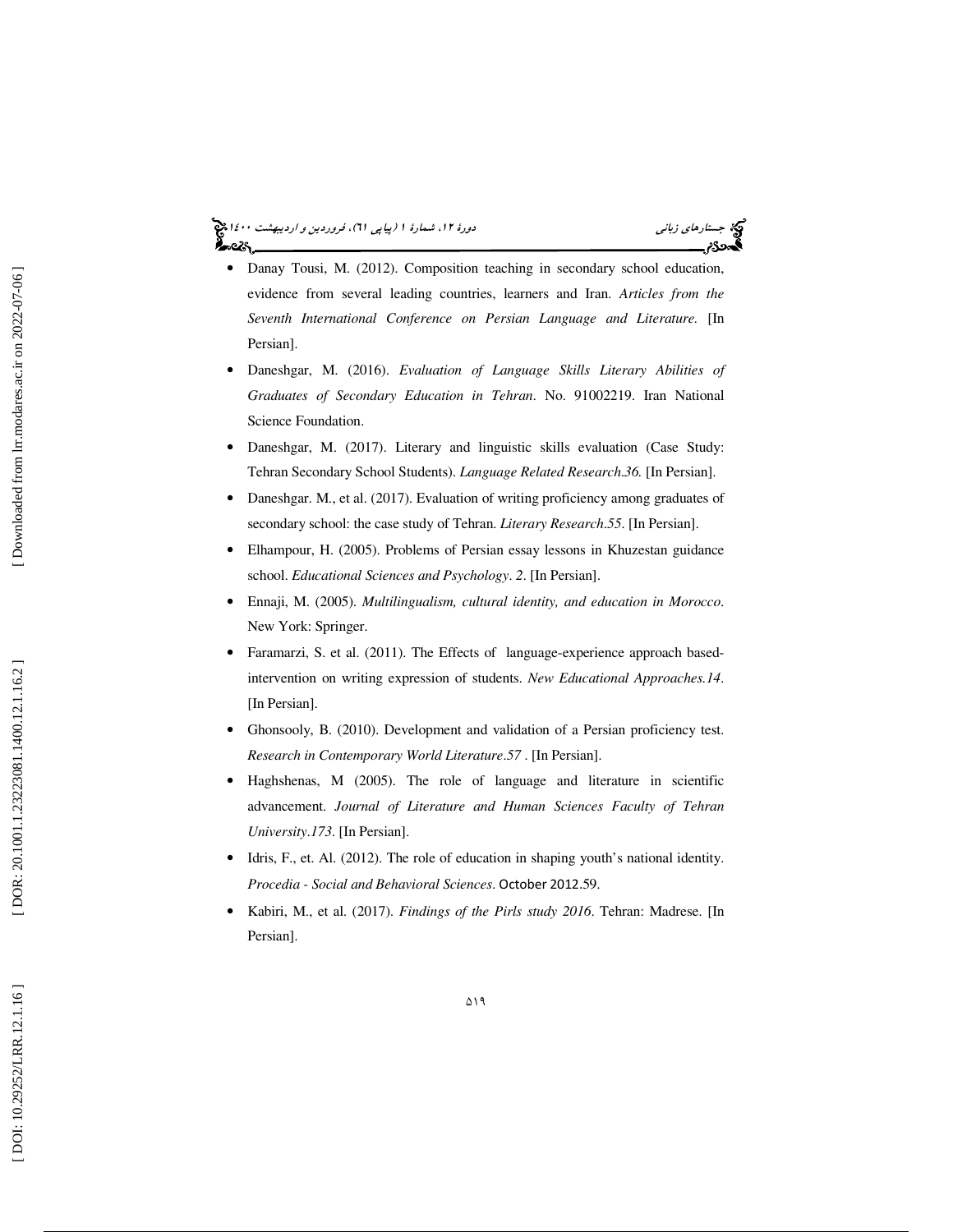- Danay Tousi, M. (2012). Composition teaching in secondary school education, evidence from several leading countries, learners and Iran. *Articles from the Seventh International Conference on Persian Language and Literature.* [In Persian].
- Daneshgar, M. (2016). *Evaluation of Language Skills Literary Abilities of Graduates of Secondary Education in Tehran*. No. 91002219. Iran National Science Foundation.
- Daneshgar, M. (2017). Literary and linguistic skills evaluation (Case Study: Tehran Secondary School Students). *Language Related Research.36.* [In Persian].
- Daneshgar. M., et al. (2017). Evaluation of writing proficiency among graduates of secondary school: the case study of Tehran. *Literary Research.55.* [In Persian].
- Elhampour, H. (2005). Problems of Persian essay lessons in Khuzestan guidance school. *Educational Sciences and Psychology*. *2*. [In Persian].
- Ennaji, M. (2005). *Multilingualism, cultural identity, and education in Morocco*. New York: Springer.
- Faramarzi, S. et al. (2011). The Effects of language-experience approach based-intervention on writing expression of students. *New Educational Approaches.14*. [In Persian].
- Ghonsooly, B. (2010). Development and validation of a Persian proficiency test. *Research in Contemporary World Literature.57* . [In Persian].
- Haghshenas, M (2005). The role of language and literature in scientific advancement. *Journal of Literature and Human Sciences Faculty of Tehran University.173*. [In Persian].
- Idris, F., et. Al. (2012). The role of education in shaping youth's national identity. *Procedia - Social and Behavioral Sciences*. October 2012.59.
- Kabiri, M., et al. (2017). *Findings of the Pirls study 2016*. Tehran: Madrese. [In Persian].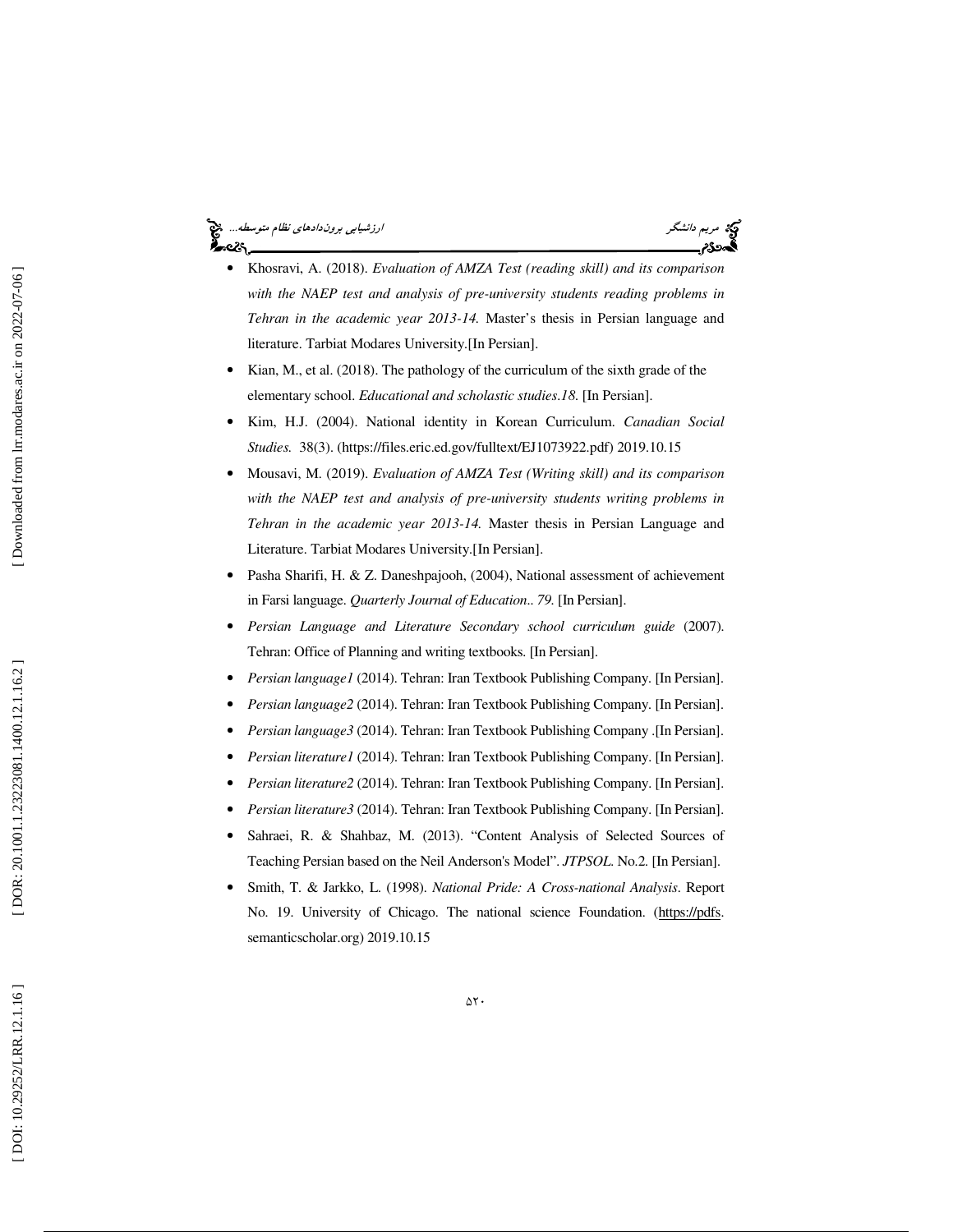- Khosravi, A. (2018). *Evaluation of AMZA Test (reading skill) and its comparison with the NAEP test and analysis of pre-university students reading problems in Tehran in the academic year 2013-14.* Master's thesis in Persian language and literature. Tarbiat Modares University.[In Persian].
- Kian, M., et al. (2018). The pathology of the curriculum of the sixth grade of the elementary school. *Educational and scholastic studies.18.* [In Persian].
- Kim, H.J. (2004). National identity in Korean Curriculum. *Canadian Social Studies.* 38(3). (https://files.eric.ed.gov/fulltext/EJ1073922.pdf) 2019.10.15
- Mousavi, M. (2019). *Evaluation of AMZA Test (Writing skill) and its comparison with the NAEP test and analysis of pre-university students writing problems in Tehran in the academic year 2013-14.* Master thesis in Persian Language and Literature. Tarbiat Modares University.[In Persian].
- Pasha Sharifi, H. & Z. Daneshpajooh, (2004), National assessment of achievement in Farsi language. *Quarterly Journal of Education.. 79.* [In Persian].
- *Persian Language and Literature Secondary school curriculum guide* (2007). Tehran: Office of Planning and writing textbooks. [In Persian].
- *Persian language1* (2014). Tehran: Iran Textbook Publishing Company. [In Persian].
- *Persian language2* (2014). Tehran: Iran Textbook Publishing Company. [In Persian].
- *Persian language3* (2014). Tehran: Iran Textbook Publishing Company .[In Persian].
- *Persian literature1* (2014). Tehran: Iran Textbook Publishing Company. [In Persian].
- *Persian literature2* (2014). Tehran: Iran Textbook Publishing Company. [In Persian].
- *Persian literature3* (2014). Tehran: Iran Textbook Publishing Company. [In Persian].
- Sahraei, R. & Shahbaz, M. (2013). "Content Analysis of Selected Sources of Teaching Persian based on the Neil Anderson's Model". *JTPSOL.* No.2. [In Persian].
- Smith, T. & Jarkko, L. (1998). *National Pride: A Cross-national Analysis*. Report No. 19. University of Chicago. The national science Foundation. (https://pdfs.semanticscholar.org) 2019.10.15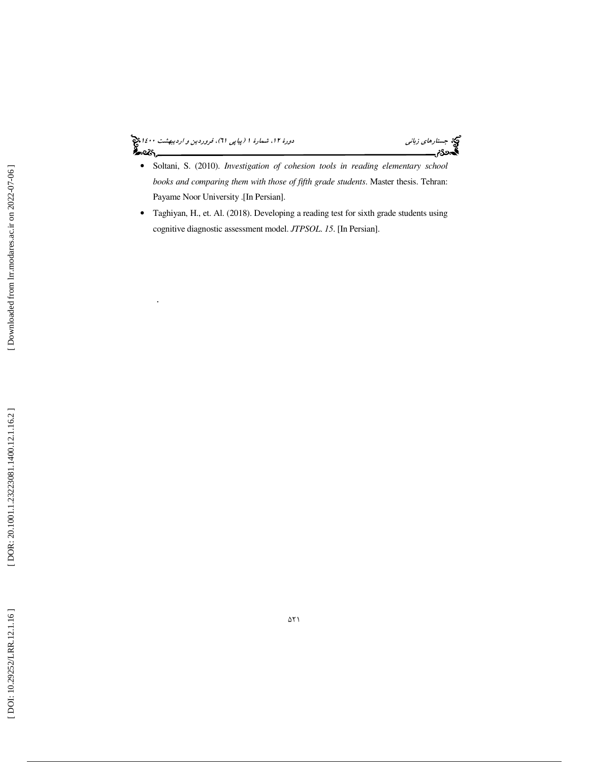- Soltani, S. (2010). *Investigation of cohesion tools in reading elementary school books and comparing them with those of fifth grade students*. Master thesis. Tehran: Payame Noor University .[In Persian].
- Taghiyan, H., et. Al. (2018). Developing a reading test for sixth grade students using cognitive diagnostic assessment model. *JTPSOL. 15*. [In Persian].

.